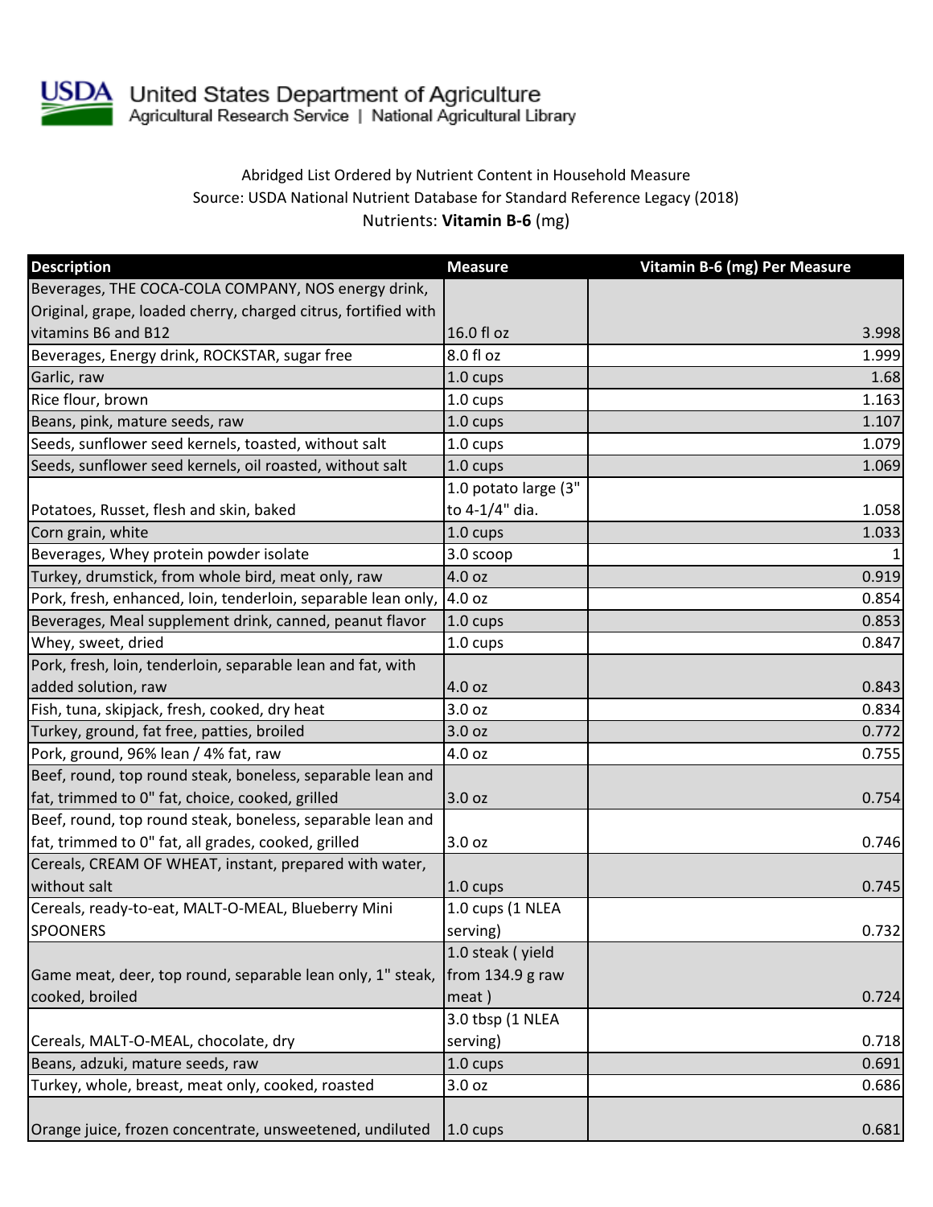United States Department of Agriculture
Agricultural Research Service | National Agricultural Library

Abridged List Ordered by Nutrient Content in Household Measure

Source: USDA National Nutrient Database for Standard Reference Legacy (2018)

Nutrients: **Vitamin B-6** (mg)

| Description | Measure | Vitamin B-6 (mg) Per Measure |
|---|---|---|
| Beverages, THE COCA-COLA COMPANY, NOS energy drink, Original, grape, loaded cherry, charged citrus, fortified with vitamins B6 and B12 | 16.0 fl oz | 3.998 |
| Beverages, Energy drink, ROCKSTAR, sugar free | 8.0 fl oz | 1.999 |
| Garlic, raw | 1.0 cups | 1.68 |
| Rice flour, brown | 1.0 cups | 1.163 |
| Beans, pink, mature seeds, raw | 1.0 cups | 1.107 |
| Seeds, sunflower seed kernels, toasted, without salt | 1.0 cups | 1.079 |
| Seeds, sunflower seed kernels, oil roasted, without salt | 1.0 cups | 1.069 |
| Potatoes, Russet, flesh and skin, baked | 1.0 potato large (3" to 4-1/4" dia. | 1.058 |
| Corn grain, white | 1.0 cups | 1.033 |
| Beverages, Whey protein powder isolate | 3.0 scoop | 1 |
| Turkey, drumstick, from whole bird, meat only, raw | 4.0 oz | 0.919 |
| Pork, fresh, enhanced, loin, tenderloin, separable lean only, | 4.0 oz | 0.854 |
| Beverages, Meal supplement drink, canned, peanut flavor | 1.0 cups | 0.853 |
| Whey, sweet, dried | 1.0 cups | 0.847 |
| Pork, fresh, loin, tenderloin, separable lean and fat, with added solution, raw | 4.0 oz | 0.843 |
| Fish, tuna, skipjack, fresh, cooked, dry heat | 3.0 oz | 0.834 |
| Turkey, ground, fat free, patties, broiled | 3.0 oz | 0.772 |
| Pork, ground, 96% lean / 4% fat, raw | 4.0 oz | 0.755 |
| Beef, round, top round steak, boneless, separable lean and fat, trimmed to 0" fat, choice, cooked, grilled | 3.0 oz | 0.754 |
| Beef, round, top round steak, boneless, separable lean and fat, trimmed to 0" fat, all grades, cooked, grilled | 3.0 oz | 0.746 |
| Cereals, CREAM OF WHEAT, instant, prepared with water, without salt | 1.0 cups | 0.745 |
| Cereals, ready-to-eat, MALT-O-MEAL, Blueberry Mini SPOONERS | 1.0 cups (1 NLEA serving) | 0.732 |
| Game meat, deer, top round, separable lean only, 1" steak, cooked, broiled | 1.0 steak ( yield from 134.9 g raw meat ) | 0.724 |
| Cereals, MALT-O-MEAL, chocolate, dry | 3.0 tbsp (1 NLEA serving) | 0.718 |
| Beans, adzuki, mature seeds, raw | 1.0 cups | 0.691 |
| Turkey, whole, breast, meat only, cooked, roasted | 3.0 oz | 0.686 |
| Orange juice, frozen concentrate, unsweetened, undiluted | 1.0 cups | 0.681 |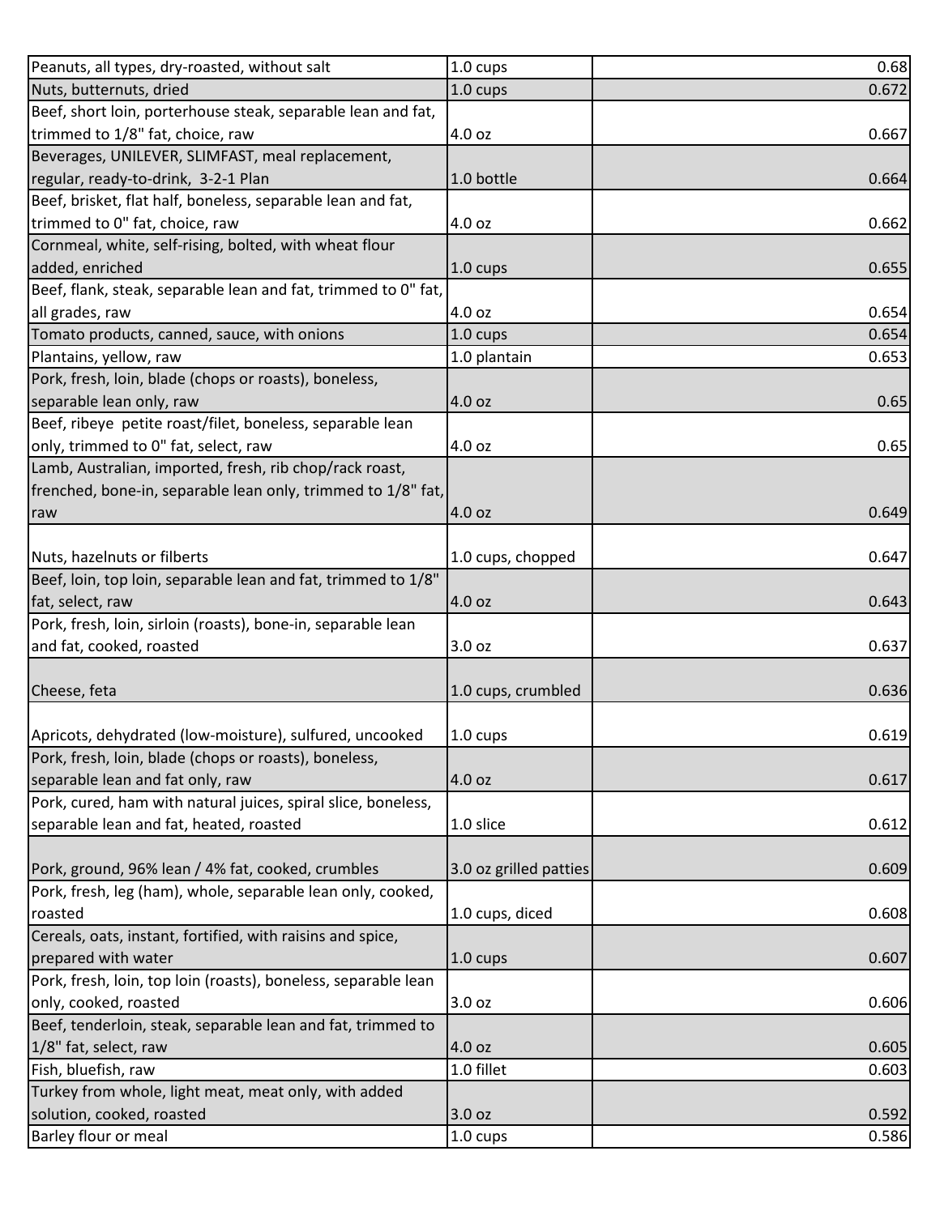| | | |
|---|---|---|
| Peanuts, all types, dry-roasted, without salt | 1.0 cups | 0.68 |
| Nuts, butternuts, dried | 1.0 cups | 0.672 |
| Beef, short loin, porterhouse steak, separable lean and fat, trimmed to 1/8" fat, choice, raw | 4.0 oz | 0.667 |
| Beverages, UNILEVER, SLIMFAST, meal replacement, regular, ready-to-drink, 3-2-1 Plan | 1.0 bottle | 0.664 |
| Beef, brisket, flat half, boneless, separable lean and fat, trimmed to 0" fat, choice, raw | 4.0 oz | 0.662 |
| Cornmeal, white, self-rising, bolted, with wheat flour added, enriched | 1.0 cups | 0.655 |
| Beef, flank, steak, separable lean and fat, trimmed to 0" fat, all grades, raw | 4.0 oz | 0.654 |
| Tomato products, canned, sauce, with onions | 1.0 cups | 0.654 |
| Plantains, yellow, raw | 1.0 plantain | 0.653 |
| Pork, fresh, loin, blade (chops or roasts), boneless, separable lean only, raw | 4.0 oz | 0.65 |
| Beef, ribeye petite roast/filet, boneless, separable lean only, trimmed to 0" fat, select, raw | 4.0 oz | 0.65 |
| Lamb, Australian, imported, fresh, rib chop/rack roast, frenched, bone-in, separable lean only, trimmed to 1/8" fat, raw | 4.0 oz | 0.649 |
| Nuts, hazelnuts or filberts | 1.0 cups, chopped | 0.647 |
| Beef, loin, top loin, separable lean and fat, trimmed to 1/8" fat, select, raw | 4.0 oz | 0.643 |
| Pork, fresh, loin, sirloin (roasts), bone-in, separable lean and fat, cooked, roasted | 3.0 oz | 0.637 |
| Cheese, feta | 1.0 cups, crumbled | 0.636 |
| Apricots, dehydrated (low-moisture), sulfured, uncooked | 1.0 cups | 0.619 |
| Pork, fresh, loin, blade (chops or roasts), boneless, separable lean and fat only, raw | 4.0 oz | 0.617 |
| Pork, cured, ham with natural juices, spiral slice, boneless, separable lean and fat, heated, roasted | 1.0 slice | 0.612 |
| Pork, ground, 96% lean / 4% fat, cooked, crumbles | 3.0 oz grilled patties | 0.609 |
| Pork, fresh, leg (ham), whole, separable lean only, cooked, roasted | 1.0 cups, diced | 0.608 |
| Cereals, oats, instant, fortified, with raisins and spice, prepared with water | 1.0 cups | 0.607 |
| Pork, fresh, loin, top loin (roasts), boneless, separable lean only, cooked, roasted | 3.0 oz | 0.606 |
| Beef, tenderloin, steak, separable lean and fat, trimmed to 1/8" fat, select, raw | 4.0 oz | 0.605 |
| Fish, bluefish, raw | 1.0 fillet | 0.603 |
| Turkey from whole, light meat, meat only, with added solution, cooked, roasted | 3.0 oz | 0.592 |
| Barley flour or meal | 1.0 cups | 0.586 |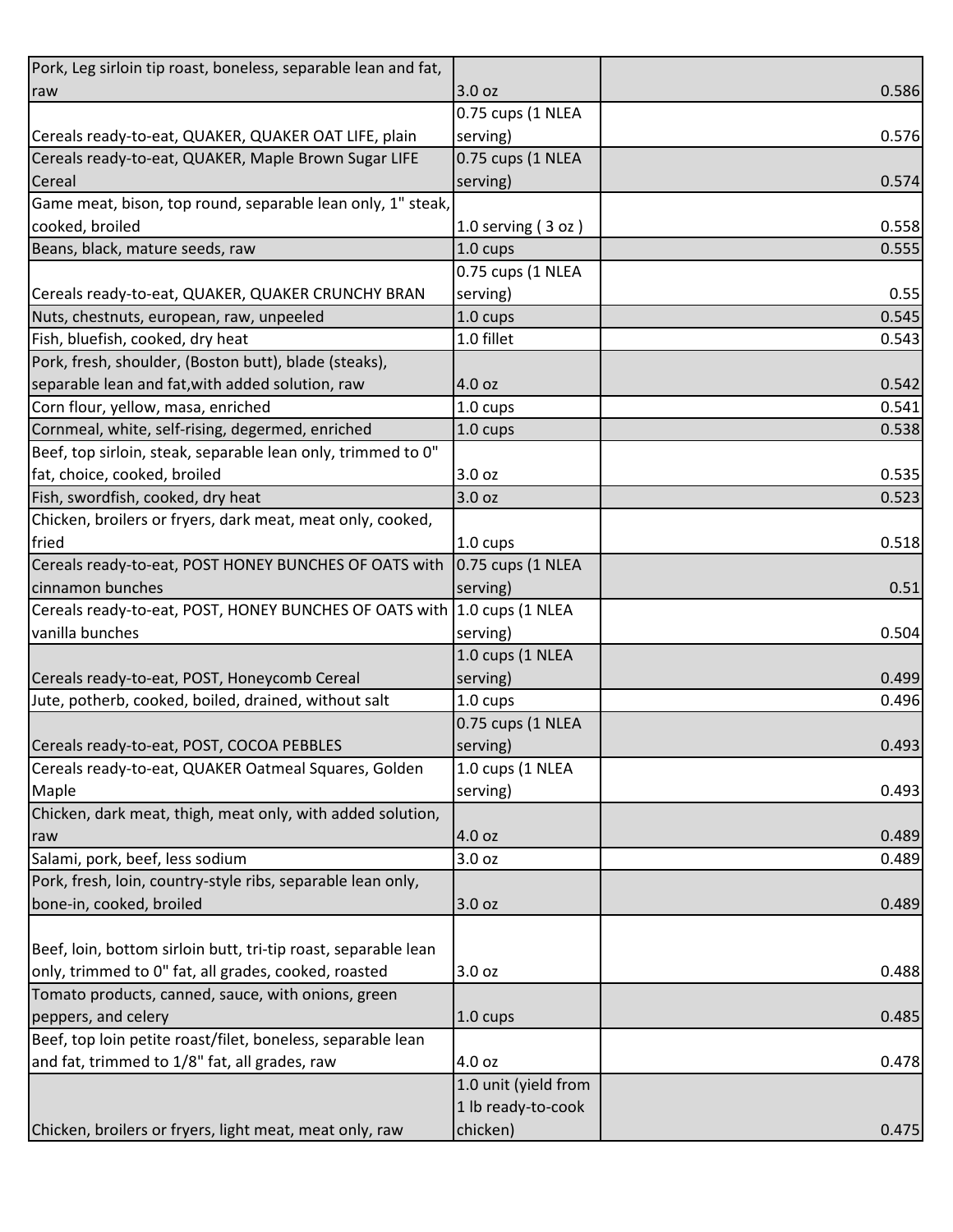| | | | |
|---|---|---|---|
| Pork, Leg sirloin tip roast, boneless, separable lean and fat, raw | 3.0 oz | | 0.586 |
| Cereals ready-to-eat, QUAKER, QUAKER OAT LIFE, plain | 0.75 cups (1 NLEA serving) | | 0.576 |
| Cereals ready-to-eat, QUAKER, Maple Brown Sugar LIFE Cereal | 0.75 cups (1 NLEA serving) | | 0.574 |
| Game meat, bison, top round, separable lean only, 1" steak, cooked, broiled | 1.0 serving ( 3 oz ) | | 0.558 |
| Beans, black, mature seeds, raw | 1.0 cups | | 0.555 |
| Cereals ready-to-eat, QUAKER, QUAKER CRUNCHY BRAN | 0.75 cups (1 NLEA serving) | | 0.55 |
| Nuts, chestnuts, european, raw, unpeeled | 1.0 cups | | 0.545 |
| Fish, bluefish, cooked, dry heat | 1.0 fillet | | 0.543 |
| Pork, fresh, shoulder, (Boston butt), blade (steaks), separable lean and fat,with added solution, raw | 4.0 oz | | 0.542 |
| Corn flour, yellow, masa, enriched | 1.0 cups | | 0.541 |
| Cornmeal, white, self-rising, degermed, enriched | 1.0 cups | | 0.538 |
| Beef, top sirloin, steak, separable lean only, trimmed to 0" fat, choice, cooked, broiled | 3.0 oz | | 0.535 |
| Fish, swordfish, cooked, dry heat | 3.0 oz | | 0.523 |
| Chicken, broilers or fryers, dark meat, meat only, cooked, fried | 1.0 cups | | 0.518 |
| Cereals ready-to-eat, POST HONEY BUNCHES OF OATS with cinnamon bunches | 0.75 cups (1 NLEA serving) | | 0.51 |
| Cereals ready-to-eat, POST, HONEY BUNCHES OF OATS with vanilla bunches | 1.0 cups (1 NLEA serving) | | 0.504 |
| Cereals ready-to-eat, POST, Honeycomb Cereal | 1.0 cups (1 NLEA serving) | | 0.499 |
| Jute, potherb, cooked, boiled, drained, without salt | 1.0 cups | | 0.496 |
| Cereals ready-to-eat, POST, COCOA PEBBLES | 0.75 cups (1 NLEA serving) | | 0.493 |
| Cereals ready-to-eat, QUAKER Oatmeal Squares, Golden Maple | 1.0 cups (1 NLEA serving) | | 0.493 |
| Chicken, dark meat, thigh, meat only, with added solution, raw | 4.0 oz | | 0.489 |
| Salami, pork, beef, less sodium | 3.0 oz | | 0.489 |
| Pork, fresh, loin, country-style ribs, separable lean only, bone-in, cooked, broiled | 3.0 oz | | 0.489 |
| Beef, loin, bottom sirloin butt, tri-tip roast, separable lean only, trimmed to 0" fat, all grades, cooked, roasted | 3.0 oz | | 0.488 |
| Tomato products, canned, sauce, with onions, green peppers, and celery | 1.0 cups | | 0.485 |
| Beef, top loin petite roast/filet, boneless, separable lean and fat, trimmed to 1/8" fat, all grades, raw | 4.0 oz | | 0.478 |
| Chicken, broilers or fryers, light meat, meat only, raw | 1.0 unit (yield from 1 lb ready-to-cook chicken) | | 0.475 |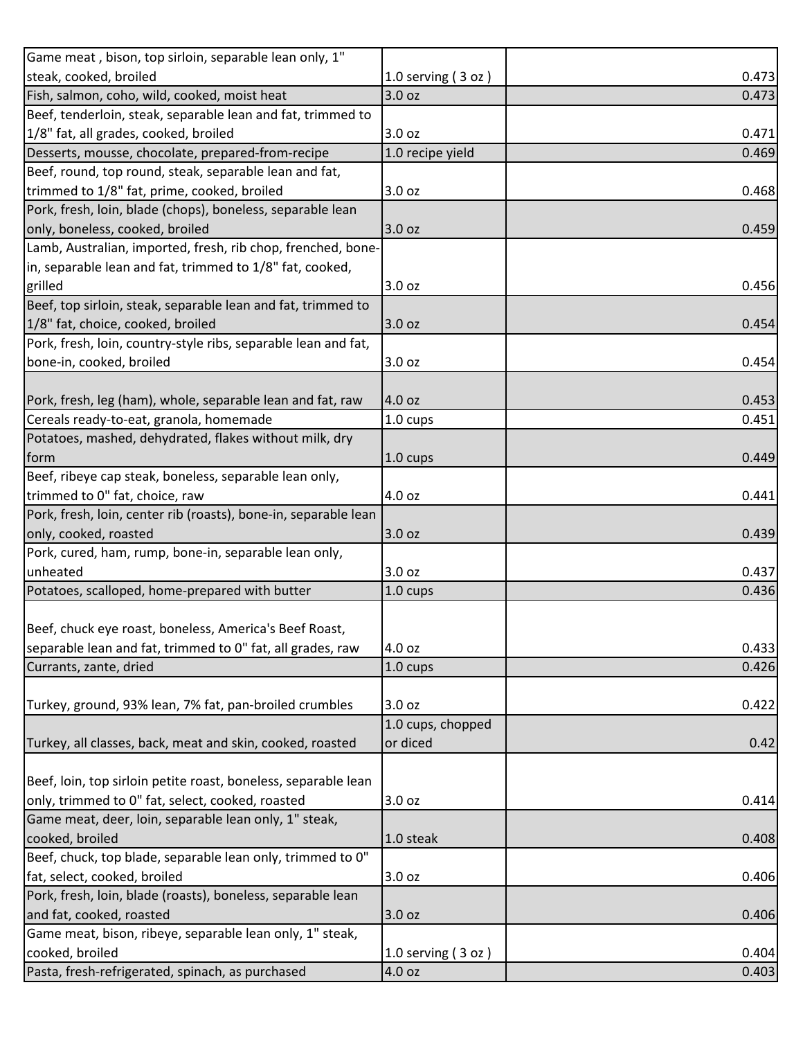| | | |
|---|---|---|
| Game meat , bison, top sirloin, separable lean only, 1" steak, cooked, broiled | 1.0 serving ( 3 oz ) | 0.473 |
| Fish, salmon, coho, wild, cooked, moist heat | 3.0 oz | 0.473 |
| Beef, tenderloin, steak, separable lean and fat, trimmed to 1/8" fat, all grades, cooked, broiled | 3.0 oz | 0.471 |
| Desserts, mousse, chocolate, prepared-from-recipe | 1.0 recipe yield | 0.469 |
| Beef, round, top round, steak, separable lean and fat, trimmed to 1/8" fat, prime, cooked, broiled | 3.0 oz | 0.468 |
| Pork, fresh, loin, blade (chops), boneless, separable lean only, boneless, cooked, broiled | 3.0 oz | 0.459 |
| Lamb, Australian, imported, fresh, rib chop, frenched, bone-in, separable lean and fat, trimmed to 1/8" fat, cooked, grilled | 3.0 oz | 0.456 |
| Beef, top sirloin, steak, separable lean and fat, trimmed to 1/8" fat, choice, cooked, broiled | 3.0 oz | 0.454 |
| Pork, fresh, loin, country-style ribs, separable lean and fat, bone-in, cooked, broiled | 3.0 oz | 0.454 |
| Pork, fresh, leg (ham), whole, separable lean and fat, raw | 4.0 oz | 0.453 |
| Cereals ready-to-eat, granola, homemade | 1.0 cups | 0.451 |
| Potatoes, mashed, dehydrated, flakes without milk, dry form | 1.0 cups | 0.449 |
| Beef, ribeye cap steak, boneless, separable lean only, trimmed to 0" fat, choice, raw | 4.0 oz | 0.441 |
| Pork, fresh, loin, center rib (roasts), bone-in, separable lean only, cooked, roasted | 3.0 oz | 0.439 |
| Pork, cured, ham, rump, bone-in, separable lean only, unheated | 3.0 oz | 0.437 |
| Potatoes, scalloped, home-prepared with butter | 1.0 cups | 0.436 |
| Beef, chuck eye roast, boneless, America's Beef Roast, separable lean and fat, trimmed to 0" fat, all grades, raw | 4.0 oz | 0.433 |
| Currants, zante, dried | 1.0 cups | 0.426 |
| Turkey, ground, 93% lean, 7% fat, pan-broiled crumbles | 3.0 oz | 0.422 |
| Turkey, all classes, back, meat and skin, cooked, roasted | 1.0 cups, chopped or diced | 0.42 |
| Beef, loin, top sirloin petite roast, boneless, separable lean only, trimmed to 0" fat, select, cooked, roasted | 3.0 oz | 0.414 |
| Game meat, deer, loin, separable lean only, 1" steak, cooked, broiled | 1.0 steak | 0.408 |
| Beef, chuck, top blade, separable lean only, trimmed to 0" fat, select, cooked, broiled | 3.0 oz | 0.406 |
| Pork, fresh, loin, blade (roasts), boneless, separable lean and fat, cooked, roasted | 3.0 oz | 0.406 |
| Game meat, bison, ribeye, separable lean only, 1" steak, cooked, broiled | 1.0 serving ( 3 oz ) | 0.404 |
| Pasta, fresh-refrigerated, spinach, as purchased | 4.0 oz | 0.403 |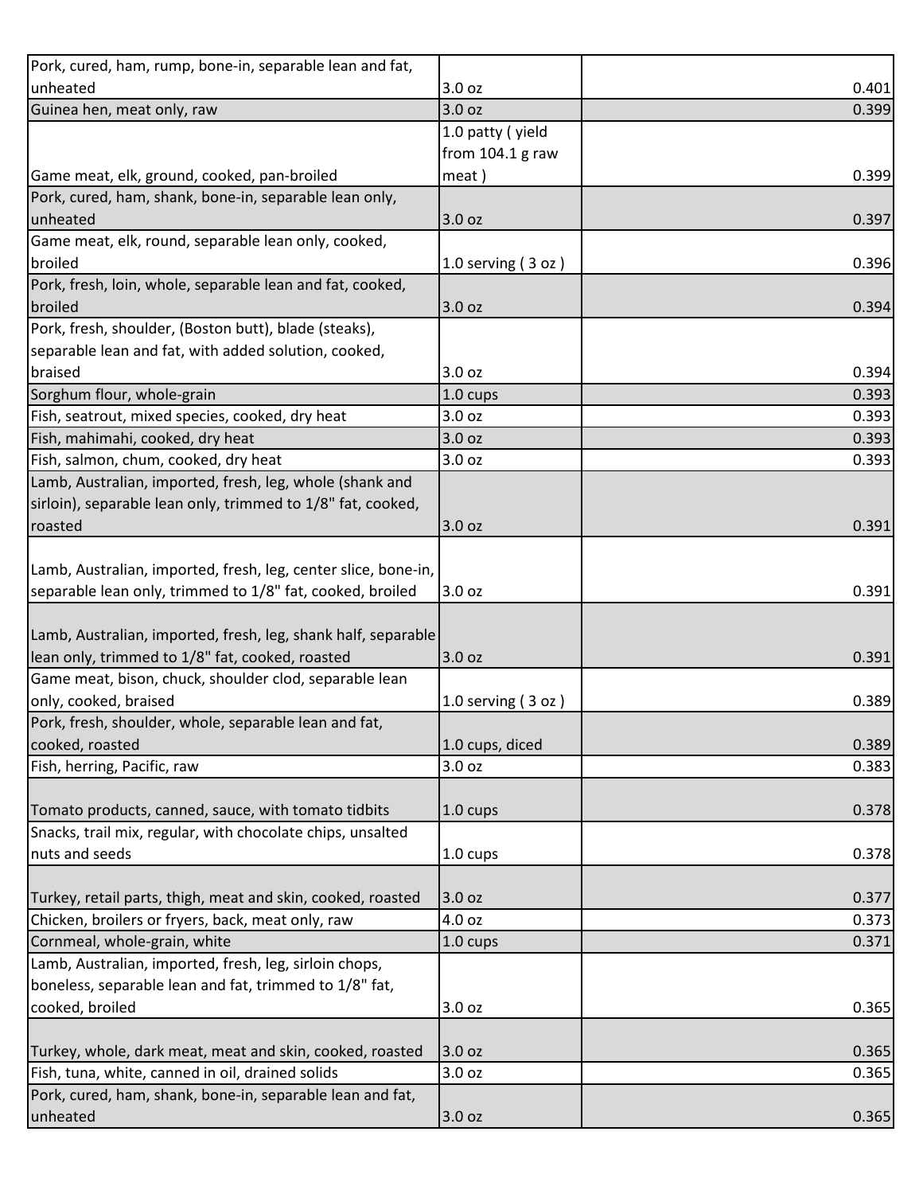| | | |
|---|---|---|
| Pork, cured, ham, rump, bone-in, separable lean and fat, unheated | 3.0 oz | 0.401 |
| Guinea hen, meat only, raw | 3.0 oz | 0.399 |
| Game meat, elk, ground, cooked, pan-broiled | 1.0 patty ( yield from 104.1 g raw meat ) | 0.399 |
| Pork, cured, ham, shank, bone-in, separable lean only, unheated | 3.0 oz | 0.397 |
| Game meat, elk, round, separable lean only, cooked, broiled | 1.0 serving ( 3 oz ) | 0.396 |
| Pork, fresh, loin, whole, separable lean and fat, cooked, broiled | 3.0 oz | 0.394 |
| Pork, fresh, shoulder, (Boston butt), blade (steaks), separable lean and fat, with added solution, cooked, braised | 3.0 oz | 0.394 |
| Sorghum flour, whole-grain | 1.0 cups | 0.393 |
| Fish, seatrout, mixed species, cooked, dry heat | 3.0 oz | 0.393 |
| Fish, mahimahi, cooked, dry heat | 3.0 oz | 0.393 |
| Fish, salmon, chum, cooked, dry heat | 3.0 oz | 0.393 |
| Lamb, Australian, imported, fresh, leg, whole (shank and sirloin), separable lean only, trimmed to 1/8" fat, cooked, roasted | 3.0 oz | 0.391 |
| Lamb, Australian, imported, fresh, leg, center slice, bone-in, separable lean only, trimmed to 1/8" fat, cooked, broiled | 3.0 oz | 0.391 |
| Lamb, Australian, imported, fresh, leg, shank half, separable lean only, trimmed to 1/8" fat, cooked, roasted | 3.0 oz | 0.391 |
| Game meat, bison, chuck, shoulder clod, separable lean only, cooked, braised | 1.0 serving ( 3 oz ) | 0.389 |
| Pork, fresh, shoulder, whole, separable lean and fat, cooked, roasted | 1.0 cups, diced | 0.389 |
| Fish, herring, Pacific, raw | 3.0 oz | 0.383 |
| Tomato products, canned, sauce, with tomato tidbits | 1.0 cups | 0.378 |
| Snacks, trail mix, regular, with chocolate chips, unsalted nuts and seeds | 1.0 cups | 0.378 |
| Turkey, retail parts, thigh, meat and skin, cooked, roasted | 3.0 oz | 0.377 |
| Chicken, broilers or fryers, back, meat only, raw | 4.0 oz | 0.373 |
| Cornmeal, whole-grain, white | 1.0 cups | 0.371 |
| Lamb, Australian, imported, fresh, leg, sirloin chops, boneless, separable lean and fat, trimmed to 1/8" fat, cooked, broiled | 3.0 oz | 0.365 |
| Turkey, whole, dark meat, meat and skin, cooked, roasted | 3.0 oz | 0.365 |
| Fish, tuna, white, canned in oil, drained solids | 3.0 oz | 0.365 |
| Pork, cured, ham, shank, bone-in, separable lean and fat, unheated | 3.0 oz | 0.365 |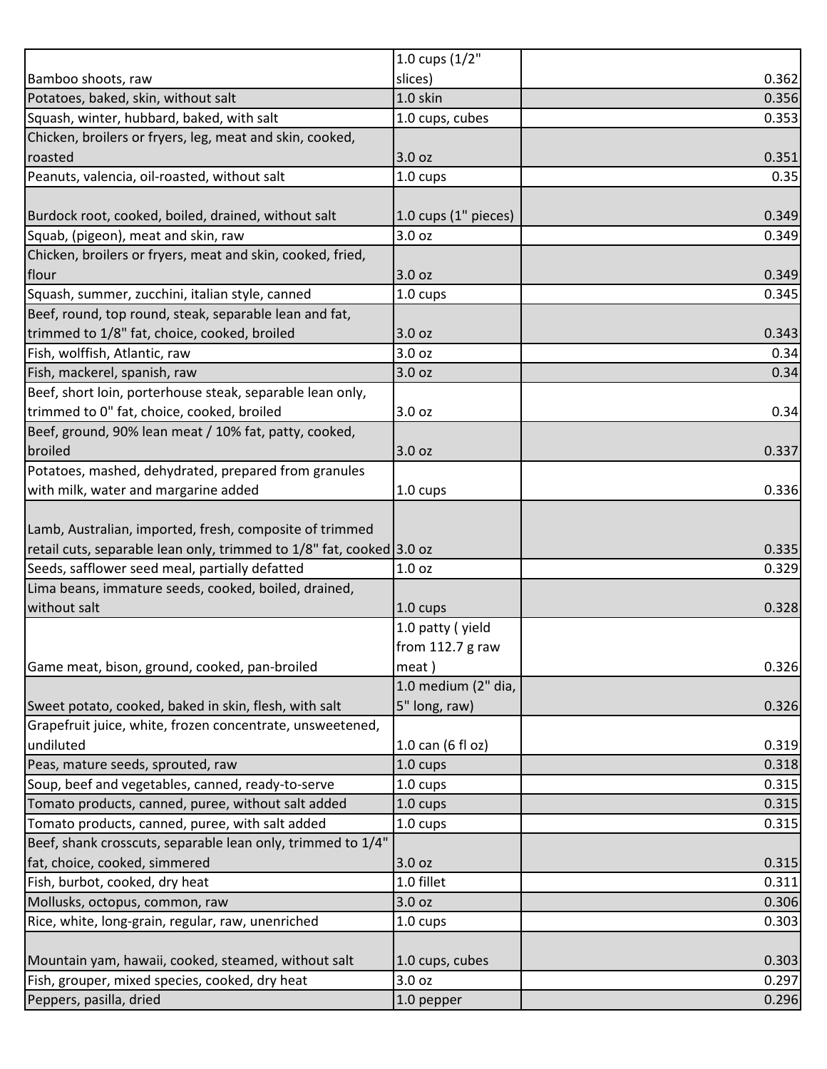| | | |
|---|---|---|
| Bamboo shoots, raw | 1.0 cups (1/2" slices) | 0.362 |
| Potatoes, baked, skin, without salt | 1.0 skin | 0.356 |
| Squash, winter, hubbard, baked, with salt | 1.0 cups, cubes | 0.353 |
| Chicken, broilers or fryers, leg, meat and skin, cooked, roasted | 3.0 oz | 0.351 |
| Peanuts, valencia, oil-roasted, without salt | 1.0 cups | 0.35 |
| Burdock root, cooked, boiled, drained, without salt | 1.0 cups (1" pieces) | 0.349 |
| Squab, (pigeon), meat and skin, raw | 3.0 oz | 0.349 |
| Chicken, broilers or fryers, meat and skin, cooked, fried, flour | 3.0 oz | 0.349 |
| Squash, summer, zucchini, italian style, canned | 1.0 cups | 0.345 |
| Beef, round, top round, steak, separable lean and fat, trimmed to 1/8" fat, choice, cooked, broiled | 3.0 oz | 0.343 |
| Fish, wolffish, Atlantic, raw | 3.0 oz | 0.34 |
| Fish, mackerel, spanish, raw | 3.0 oz | 0.34 |
| Beef, short loin, porterhouse steak, separable lean only, trimmed to 0" fat, choice, cooked, broiled | 3.0 oz | 0.34 |
| Beef, ground, 90% lean meat / 10% fat, patty, cooked, broiled | 3.0 oz | 0.337 |
| Potatoes, mashed, dehydrated, prepared from granules with milk, water and margarine added | 1.0 cups | 0.336 |
| Lamb, Australian, imported, fresh, composite of trimmed retail cuts, separable lean only, trimmed to 1/8" fat, cooked | 3.0 oz | 0.335 |
| Seeds, safflower seed meal, partially defatted | 1.0 oz | 0.329 |
| Lima beans, immature seeds, cooked, boiled, drained, without salt | 1.0 cups | 0.328 |
| Game meat, bison, ground, cooked, pan-broiled | 1.0 patty ( yield from 112.7 g raw meat ) | 0.326 |
| Sweet potato, cooked, baked in skin, flesh, with salt | 1.0 medium (2" dia, 5" long, raw) | 0.326 |
| Grapefruit juice, white, frozen concentrate, unsweetened, undiluted | 1.0 can (6 fl oz) | 0.319 |
| Peas, mature seeds, sprouted, raw | 1.0 cups | 0.318 |
| Soup, beef and vegetables, canned, ready-to-serve | 1.0 cups | 0.315 |
| Tomato products, canned, puree, without salt added | 1.0 cups | 0.315 |
| Tomato products, canned, puree, with salt added | 1.0 cups | 0.315 |
| Beef, shank crosscuts, separable lean only, trimmed to 1/4" fat, choice, cooked, simmered | 3.0 oz | 0.315 |
| Fish, burbot, cooked, dry heat | 1.0 fillet | 0.311 |
| Mollusks, octopus, common, raw | 3.0 oz | 0.306 |
| Rice, white, long-grain, regular, raw, unenriched | 1.0 cups | 0.303 |
| Mountain yam, hawaii, cooked, steamed, without salt | 1.0 cups, cubes | 0.303 |
| Fish, grouper, mixed species, cooked, dry heat | 3.0 oz | 0.297 |
| Peppers, pasilla, dried | 1.0 pepper | 0.296 |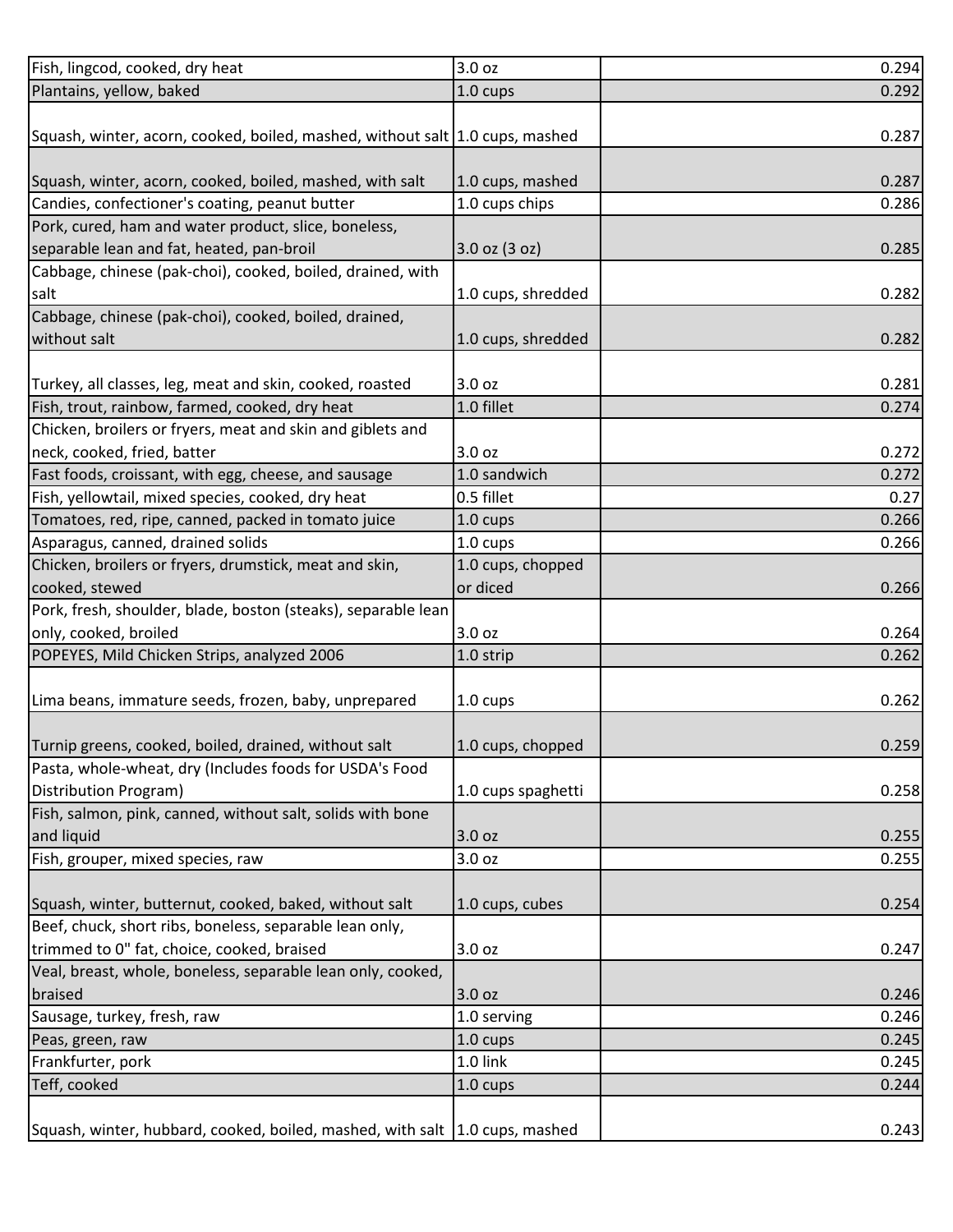| | | |
|---|---|---|
| Fish, lingcod, cooked, dry heat | 3.0 oz | 0.294 |
| Plantains, yellow, baked | 1.0 cups | 0.292 |
| Squash, winter, acorn, cooked, boiled, mashed, without salt | 1.0 cups, mashed | 0.287 |
| Squash, winter, acorn, cooked, boiled, mashed, with salt | 1.0 cups, mashed | 0.287 |
| Candies, confectioner's coating, peanut butter | 1.0 cups chips | 0.286 |
| Pork, cured, ham and water product, slice, boneless, separable lean and fat, heated, pan-broil | 3.0 oz (3 oz) | 0.285 |
| Cabbage, chinese (pak-choi), cooked, boiled, drained, with salt | 1.0 cups, shredded | 0.282 |
| Cabbage, chinese (pak-choi), cooked, boiled, drained, without salt | 1.0 cups, shredded | 0.282 |
| Turkey, all classes, leg, meat and skin, cooked, roasted | 3.0 oz | 0.281 |
| Fish, trout, rainbow, farmed, cooked, dry heat | 1.0 fillet | 0.274 |
| Chicken, broilers or fryers, meat and skin and giblets and neck, cooked, fried, batter | 3.0 oz | 0.272 |
| Fast foods, croissant, with egg, cheese, and sausage | 1.0 sandwich | 0.272 |
| Fish, yellowtail, mixed species, cooked, dry heat | 0.5 fillet | 0.27 |
| Tomatoes, red, ripe, canned, packed in tomato juice | 1.0 cups | 0.266 |
| Asparagus, canned, drained solids | 1.0 cups | 0.266 |
| Chicken, broilers or fryers, drumstick, meat and skin, cooked, stewed | 1.0 cups, chopped or diced | 0.266 |
| Pork, fresh, shoulder, blade, boston (steaks), separable lean only, cooked, broiled | 3.0 oz | 0.264 |
| POPEYES, Mild Chicken Strips, analyzed 2006 | 1.0 strip | 0.262 |
| Lima beans, immature seeds, frozen, baby, unprepared | 1.0 cups | 0.262 |
| Turnip greens, cooked, boiled, drained, without salt | 1.0 cups, chopped | 0.259 |
| Pasta, whole-wheat, dry (Includes foods for USDA's Food Distribution Program) | 1.0 cups spaghetti | 0.258 |
| Fish, salmon, pink, canned, without salt, solids with bone and liquid | 3.0 oz | 0.255 |
| Fish, grouper, mixed species, raw | 3.0 oz | 0.255 |
| Squash, winter, butternut, cooked, baked, without salt | 1.0 cups, cubes | 0.254 |
| Beef, chuck, short ribs, boneless, separable lean only, trimmed to 0" fat, choice, cooked, braised | 3.0 oz | 0.247 |
| Veal, breast, whole, boneless, separable lean only, cooked, braised | 3.0 oz | 0.246 |
| Sausage, turkey, fresh, raw | 1.0 serving | 0.246 |
| Peas, green, raw | 1.0 cups | 0.245 |
| Frankfurter, pork | 1.0 link | 0.245 |
| Teff, cooked | 1.0 cups | 0.244 |
| Squash, winter, hubbard, cooked, boiled, mashed, with salt | 1.0 cups, mashed | 0.243 |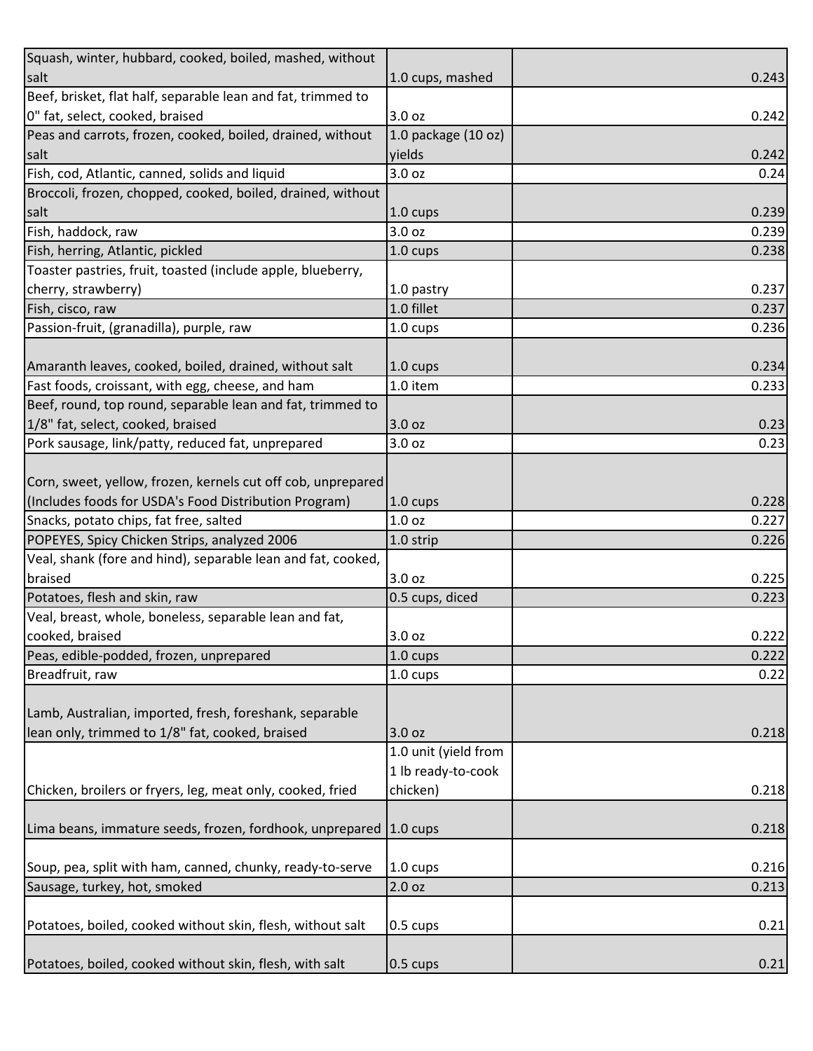| | | |
|---|---|---|
| Squash, winter, hubbard, cooked, boiled, mashed, without salt | 1.0 cups, mashed | 0.243 |
| Beef, brisket, flat half, separable lean and fat, trimmed to 0" fat, select, cooked, braised | 3.0 oz | 0.242 |
| Peas and carrots, frozen, cooked, boiled, drained, without salt | 1.0 package (10 oz) yields | 0.242 |
| Fish, cod, Atlantic, canned, solids and liquid | 3.0 oz | 0.24 |
| Broccoli, frozen, chopped, cooked, boiled, drained, without salt | 1.0 cups | 0.239 |
| Fish, haddock, raw | 3.0 oz | 0.239 |
| Fish, herring, Atlantic, pickled | 1.0 cups | 0.238 |
| Toaster pastries, fruit, toasted (include apple, blueberry, cherry, strawberry) | 1.0 pastry | 0.237 |
| Fish, cisco, raw | 1.0 fillet | 0.237 |
| Passion-fruit, (granadilla), purple, raw | 1.0 cups | 0.236 |
| Amaranth leaves, cooked, boiled, drained, without salt | 1.0 cups | 0.234 |
| Fast foods, croissant, with egg, cheese, and ham | 1.0 item | 0.233 |
| Beef, round, top round, separable lean and fat, trimmed to 1/8" fat, select, cooked, braised | 3.0 oz | 0.23 |
| Pork sausage, link/patty, reduced fat, unprepared | 3.0 oz | 0.23 |
| Corn, sweet, yellow, frozen, kernels cut off cob, unprepared (Includes foods for USDA's Food Distribution Program) | 1.0 cups | 0.228 |
| Snacks, potato chips, fat free, salted | 1.0 oz | 0.227 |
| POPEYES, Spicy Chicken Strips, analyzed 2006 | 1.0 strip | 0.226 |
| Veal, shank (fore and hind), separable lean and fat, cooked, braised | 3.0 oz | 0.225 |
| Potatoes, flesh and skin, raw | 0.5 cups, diced | 0.223 |
| Veal, breast, whole, boneless, separable lean and fat, cooked, braised | 3.0 oz | 0.222 |
| Peas, edible-podded, frozen, unprepared | 1.0 cups | 0.222 |
| Breadfruit, raw | 1.0 cups | 0.22 |
| Lamb, Australian, imported, fresh, foreshank, separable lean only, trimmed to 1/8" fat, cooked, braised | 3.0 oz | 0.218 |
| Chicken, broilers or fryers, leg, meat only, cooked, fried | 1.0 unit (yield from 1 lb ready-to-cook chicken) | 0.218 |
| Lima beans, immature seeds, frozen, fordhook, unprepared | 1.0 cups | 0.218 |
| Soup, pea, split with ham, canned, chunky, ready-to-serve | 1.0 cups | 0.216 |
| Sausage, turkey, hot, smoked | 2.0 oz | 0.213 |
| Potatoes, boiled, cooked without skin, flesh, without salt | 0.5 cups | 0.21 |
| Potatoes, boiled, cooked without skin, flesh, with salt | 0.5 cups | 0.21 |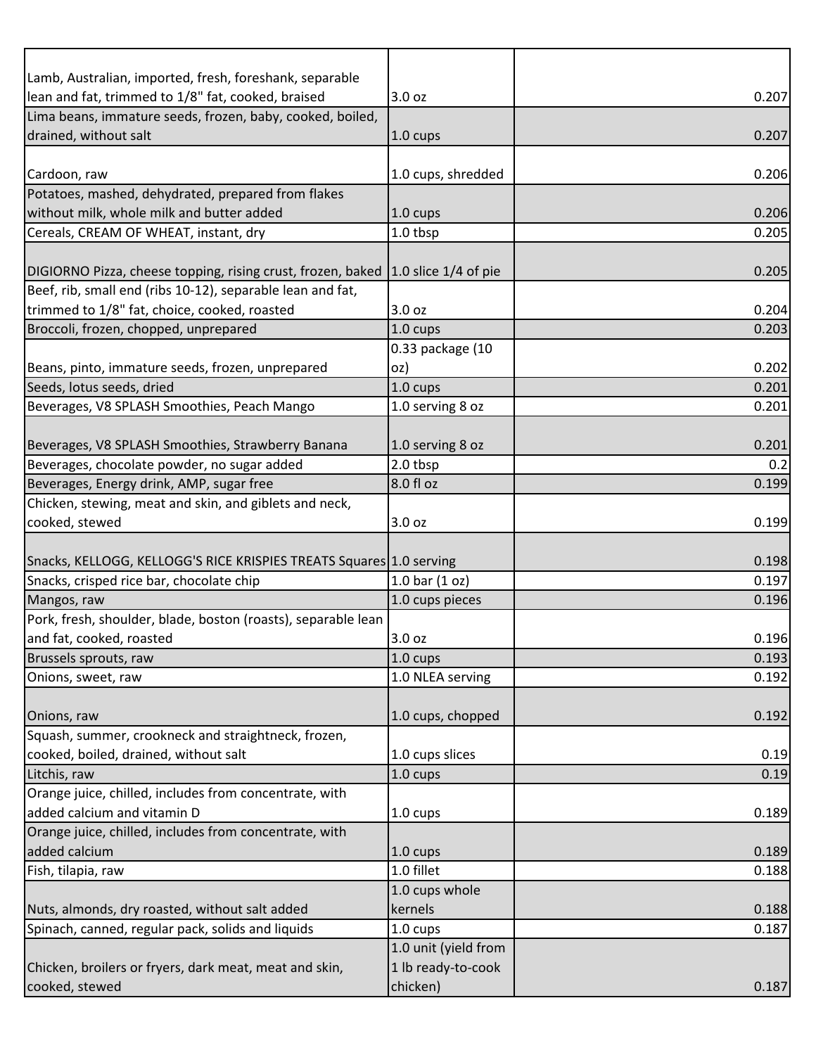| | | |
|---|---|---|
| Lamb, Australian, imported, fresh, foreshank, separable lean and fat, trimmed to 1/8" fat, cooked, braised | 3.0 oz | 0.207 |
| Lima beans, immature seeds, frozen, baby, cooked, boiled, drained, without salt | 1.0 cups | 0.207 |
| Cardoon, raw | 1.0 cups, shredded | 0.206 |
| Potatoes, mashed, dehydrated, prepared from flakes without milk, whole milk and butter added | 1.0 cups | 0.206 |
| Cereals, CREAM OF WHEAT, instant, dry | 1.0 tbsp | 0.205 |
| DIGIORNO Pizza, cheese topping, rising crust, frozen, baked | 1.0 slice 1/4 of pie | 0.205 |
| Beef, rib, small end (ribs 10-12), separable lean and fat, trimmed to 1/8" fat, choice, cooked, roasted | 3.0 oz | 0.204 |
| Broccoli, frozen, chopped, unprepared | 1.0 cups | 0.203 |
| Beans, pinto, immature seeds, frozen, unprepared | 0.33 package (10 oz) | 0.202 |
| Seeds, lotus seeds, dried | 1.0 cups | 0.201 |
| Beverages, V8 SPLASH Smoothies, Peach Mango | 1.0 serving 8 oz | 0.201 |
| Beverages, V8 SPLASH Smoothies, Strawberry Banana | 1.0 serving 8 oz | 0.201 |
| Beverages, chocolate powder, no sugar added | 2.0 tbsp | 0.2 |
| Beverages, Energy drink, AMP, sugar free | 8.0 fl oz | 0.199 |
| Chicken, stewing, meat and skin, and giblets and neck, cooked, stewed | 3.0 oz | 0.199 |
| Snacks, KELLOGG, KELLOGG'S RICE KRISPIES TREATS Squares | 1.0 serving | 0.198 |
| Snacks, crisped rice bar, chocolate chip | 1.0 bar (1 oz) | 0.197 |
| Mangos, raw | 1.0 cups pieces | 0.196 |
| Pork, fresh, shoulder, blade, boston (roasts), separable lean and fat, cooked, roasted | 3.0 oz | 0.196 |
| Brussels sprouts, raw | 1.0 cups | 0.193 |
| Onions, sweet, raw | 1.0 NLEA serving | 0.192 |
| Onions, raw | 1.0 cups, chopped | 0.192 |
| Squash, summer, crookneck and straightneck, frozen, cooked, boiled, drained, without salt | 1.0 cups slices | 0.19 |
| Litchis, raw | 1.0 cups | 0.19 |
| Orange juice, chilled, includes from concentrate, with added calcium and vitamin D | 1.0 cups | 0.189 |
| Orange juice, chilled, includes from concentrate, with added calcium | 1.0 cups | 0.189 |
| Fish, tilapia, raw | 1.0 fillet | 0.188 |
| Nuts, almonds, dry roasted, without salt added | 1.0 cups whole kernels | 0.188 |
| Spinach, canned, regular pack, solids and liquids | 1.0 cups | 0.187 |
| Chicken, broilers or fryers, dark meat, meat and skin, cooked, stewed | 1.0 unit (yield from 1 lb ready-to-cook chicken) | 0.187 |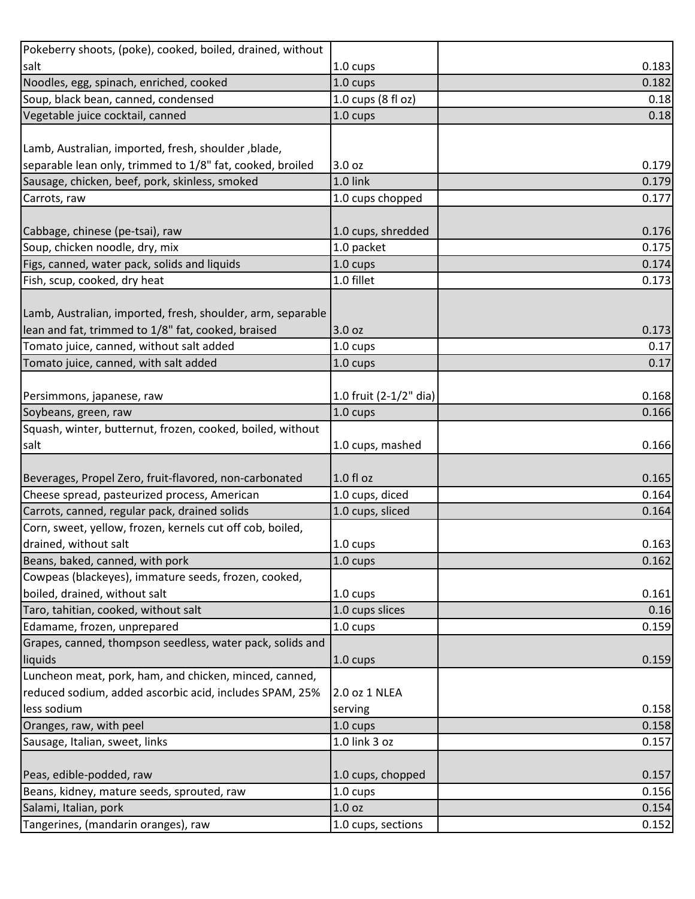| | | |
|---|---|---|
| Pokeberry shoots, (poke), cooked, boiled, drained, without salt | 1.0 cups | 0.183 |
| Noodles, egg, spinach, enriched, cooked | 1.0 cups | 0.182 |
| Soup, black bean, canned, condensed | 1.0 cups (8 fl oz) | 0.18 |
| Vegetable juice cocktail, canned | 1.0 cups | 0.18 |
| Lamb, Australian, imported, fresh, shoulder ,blade, separable lean only, trimmed to 1/8" fat, cooked, broiled | 3.0 oz | 0.179 |
| Sausage, chicken, beef, pork, skinless, smoked | 1.0 link | 0.179 |
| Carrots, raw | 1.0 cups chopped | 0.177 |
| Cabbage, chinese (pe-tsai), raw | 1.0 cups, shredded | 0.176 |
| Soup, chicken noodle, dry, mix | 1.0 packet | 0.175 |
| Figs, canned, water pack, solids and liquids | 1.0 cups | 0.174 |
| Fish, scup, cooked, dry heat | 1.0 fillet | 0.173 |
| Lamb, Australian, imported, fresh, shoulder, arm, separable lean and fat, trimmed to 1/8" fat, cooked, braised | 3.0 oz | 0.173 |
| Tomato juice, canned, without salt added | 1.0 cups | 0.17 |
| Tomato juice, canned, with salt added | 1.0 cups | 0.17 |
| Persimmons, japanese, raw | 1.0 fruit (2-1/2" dia) | 0.168 |
| Soybeans, green, raw | 1.0 cups | 0.166 |
| Squash, winter, butternut, frozen, cooked, boiled, without salt | 1.0 cups, mashed | 0.166 |
| Beverages, Propel Zero, fruit-flavored, non-carbonated | 1.0 fl oz | 0.165 |
| Cheese spread, pasteurized process, American | 1.0 cups, diced | 0.164 |
| Carrots, canned, regular pack, drained solids | 1.0 cups, sliced | 0.164 |
| Corn, sweet, yellow, frozen, kernels cut off cob, boiled, drained, without salt | 1.0 cups | 0.163 |
| Beans, baked, canned, with pork | 1.0 cups | 0.162 |
| Cowpeas (blackeyes), immature seeds, frozen, cooked, boiled, drained, without salt | 1.0 cups | 0.161 |
| Taro, tahitian, cooked, without salt | 1.0 cups slices | 0.16 |
| Edamame, frozen, unprepared | 1.0 cups | 0.159 |
| Grapes, canned, thompson seedless, water pack, solids and liquids | 1.0 cups | 0.159 |
| Luncheon meat, pork, ham, and chicken, minced, canned, reduced sodium, added ascorbic acid, includes SPAM, 25% less sodium | 2.0 oz 1 NLEA serving | 0.158 |
| Oranges, raw, with peel | 1.0 cups | 0.158 |
| Sausage, Italian, sweet, links | 1.0 link 3 oz | 0.157 |
| Peas, edible-podded, raw | 1.0 cups, chopped | 0.157 |
| Beans, kidney, mature seeds, sprouted, raw | 1.0 cups | 0.156 |
| Salami, Italian, pork | 1.0 oz | 0.154 |
| Tangerines, (mandarin oranges), raw | 1.0 cups, sections | 0.152 |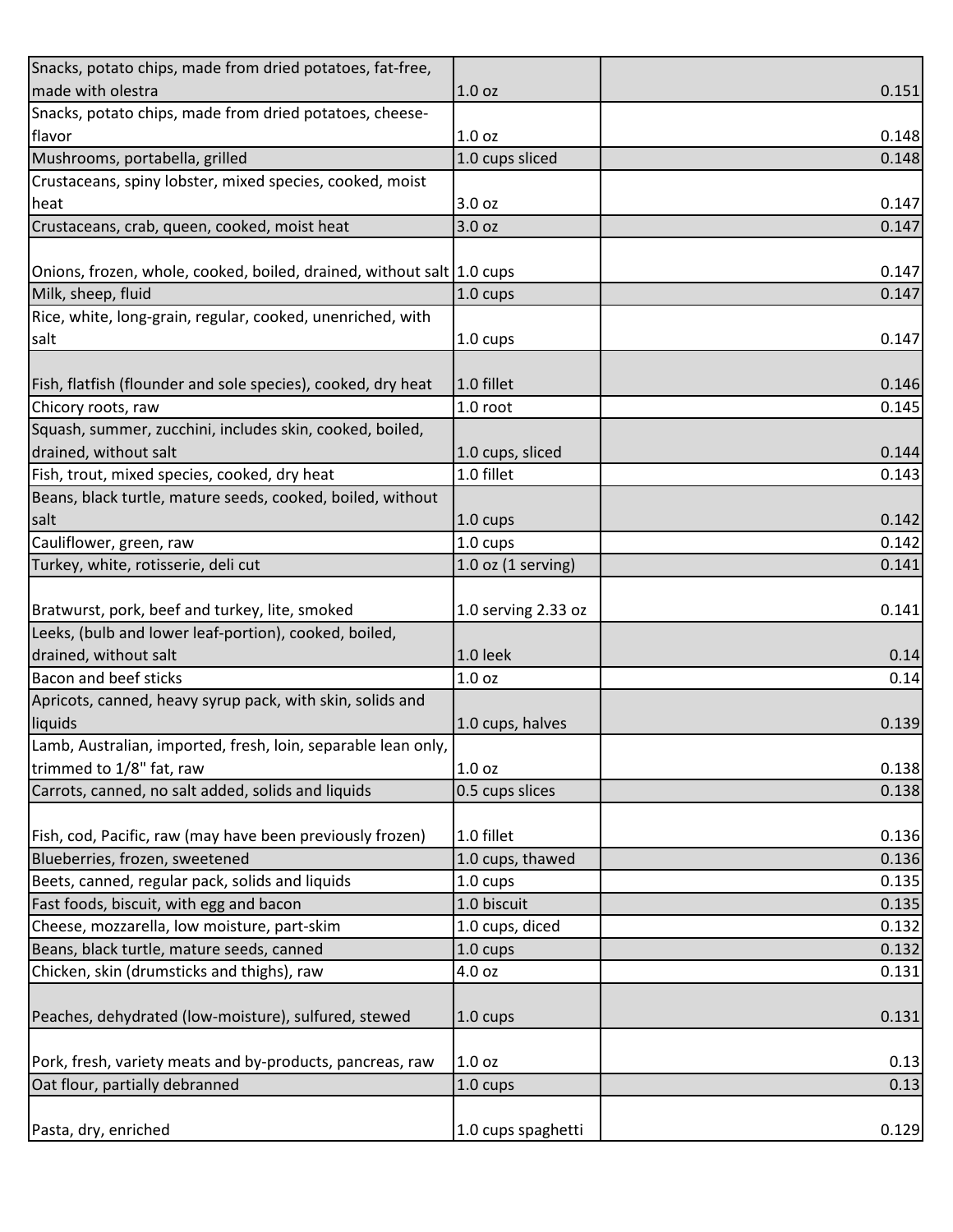| | | | |
|---|---|---|---|
| Snacks, potato chips, made from dried potatoes, fat-free, made with olestra | 1.0 oz | | 0.151 |
| Snacks, potato chips, made from dried potatoes, cheese-flavor | 1.0 oz | | 0.148 |
| Mushrooms, portabella, grilled | 1.0 cups sliced | | 0.148 |
| Crustaceans, spiny lobster, mixed species, cooked, moist heat | 3.0 oz | | 0.147 |
| Crustaceans, crab, queen, cooked, moist heat | 3.0 oz | | 0.147 |
| Onions, frozen, whole, cooked, boiled, drained, without salt | 1.0 cups | | 0.147 |
| Milk, sheep, fluid | 1.0 cups | | 0.147 |
| Rice, white, long-grain, regular, cooked, unenriched, with salt | 1.0 cups | | 0.147 |
| Fish, flatfish (flounder and sole species), cooked, dry heat | 1.0 fillet | | 0.146 |
| Chicory roots, raw | 1.0 root | | 0.145 |
| Squash, summer, zucchini, includes skin, cooked, boiled, drained, without salt | 1.0 cups, sliced | | 0.144 |
| Fish, trout, mixed species, cooked, dry heat | 1.0 fillet | | 0.143 |
| Beans, black turtle, mature seeds, cooked, boiled, without salt | 1.0 cups | | 0.142 |
| Cauliflower, green, raw | 1.0 cups | | 0.142 |
| Turkey, white, rotisserie, deli cut | 1.0 oz (1 serving) | | 0.141 |
| Bratwurst, pork, beef and turkey, lite, smoked | 1.0 serving 2.33 oz | | 0.141 |
| Leeks, (bulb and lower leaf-portion), cooked, boiled, drained, without salt | 1.0 leek | | 0.14 |
| Bacon and beef sticks | 1.0 oz | | 0.14 |
| Apricots, canned, heavy syrup pack, with skin, solids and liquids | 1.0 cups, halves | | 0.139 |
| Lamb, Australian, imported, fresh, loin, separable lean only, trimmed to 1/8" fat, raw | 1.0 oz | | 0.138 |
| Carrots, canned, no salt added, solids and liquids | 0.5 cups slices | | 0.138 |
| Fish, cod, Pacific, raw (may have been previously frozen) | 1.0 fillet | | 0.136 |
| Blueberries, frozen, sweetened | 1.0 cups, thawed | | 0.136 |
| Beets, canned, regular pack, solids and liquids | 1.0 cups | | 0.135 |
| Fast foods, biscuit, with egg and bacon | 1.0 biscuit | | 0.135 |
| Cheese, mozzarella, low moisture, part-skim | 1.0 cups, diced | | 0.132 |
| Beans, black turtle, mature seeds, canned | 1.0 cups | | 0.132 |
| Chicken, skin (drumsticks and thighs), raw | 4.0 oz | | 0.131 |
| Peaches, dehydrated (low-moisture), sulfured, stewed | 1.0 cups | | 0.131 |
| Pork, fresh, variety meats and by-products, pancreas, raw | 1.0 oz | | 0.13 |
| Oat flour, partially debranned | 1.0 cups | | 0.13 |
| Pasta, dry, enriched | 1.0 cups spaghetti | | 0.129 |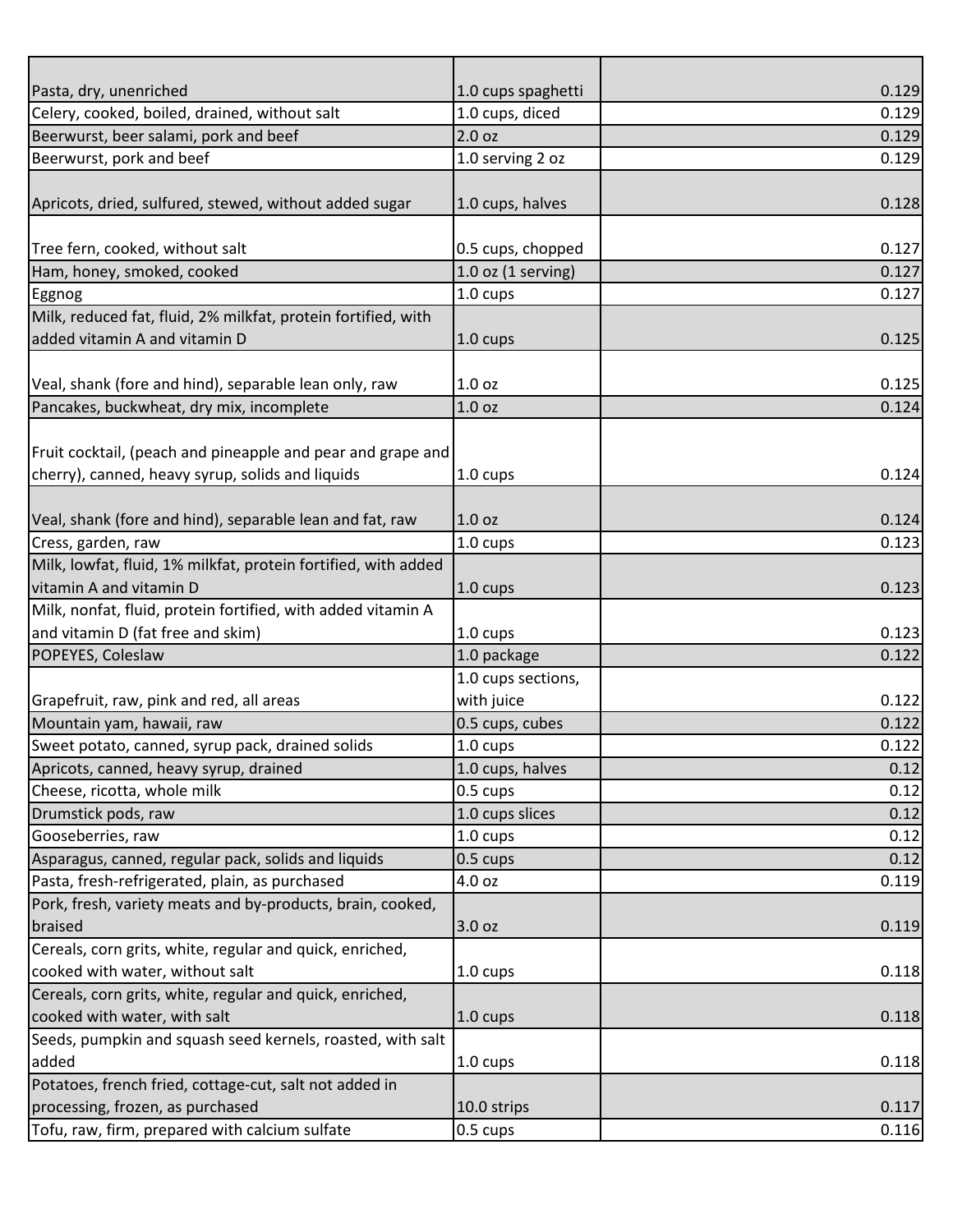| | | |
|---|---|---|
| Pasta, dry, unenriched | 1.0 cups spaghetti | 0.129 |
| Celery, cooked, boiled, drained, without salt | 1.0 cups, diced | 0.129 |
| Beerwurst, beer salami, pork and beef | 2.0 oz | 0.129 |
| Beerwurst, pork and beef | 1.0 serving 2 oz | 0.129 |
| Apricots, dried, sulfured, stewed, without added sugar | 1.0 cups, halves | 0.128 |
| Tree fern, cooked, without salt | 0.5 cups, chopped | 0.127 |
| Ham, honey, smoked, cooked | 1.0 oz (1 serving) | 0.127 |
| Eggnog | 1.0 cups | 0.127 |
| Milk, reduced fat, fluid, 2% milkfat, protein fortified, with added vitamin A and vitamin D | 1.0 cups | 0.125 |
| Veal, shank (fore and hind), separable lean only, raw | 1.0 oz | 0.125 |
| Pancakes, buckwheat, dry mix, incomplete | 1.0 oz | 0.124 |
| Fruit cocktail, (peach and pineapple and pear and grape and cherry), canned, heavy syrup, solids and liquids | 1.0 cups | 0.124 |
| Veal, shank (fore and hind), separable lean and fat, raw | 1.0 oz | 0.124 |
| Cress, garden, raw | 1.0 cups | 0.123 |
| Milk, lowfat, fluid, 1% milkfat, protein fortified, with added vitamin A and vitamin D | 1.0 cups | 0.123 |
| Milk, nonfat, fluid, protein fortified, with added vitamin A and vitamin D (fat free and skim) | 1.0 cups | 0.123 |
| POPEYES, Coleslaw | 1.0 package | 0.122 |
| Grapefruit, raw, pink and red, all areas | 1.0 cups sections, with juice | 0.122 |
| Mountain yam, hawaii, raw | 0.5 cups, cubes | 0.122 |
| Sweet potato, canned, syrup pack, drained solids | 1.0 cups | 0.122 |
| Apricots, canned, heavy syrup, drained | 1.0 cups, halves | 0.12 |
| Cheese, ricotta, whole milk | 0.5 cups | 0.12 |
| Drumstick pods, raw | 1.0 cups slices | 0.12 |
| Gooseberries, raw | 1.0 cups | 0.12 |
| Asparagus, canned, regular pack, solids and liquids | 0.5 cups | 0.12 |
| Pasta, fresh-refrigerated, plain, as purchased | 4.0 oz | 0.119 |
| Pork, fresh, variety meats and by-products, brain, cooked, braised | 3.0 oz | 0.119 |
| Cereals, corn grits, white, regular and quick, enriched, cooked with water, without salt | 1.0 cups | 0.118 |
| Cereals, corn grits, white, regular and quick, enriched, cooked with water, with salt | 1.0 cups | 0.118 |
| Seeds, pumpkin and squash seed kernels, roasted, with salt added | 1.0 cups | 0.118 |
| Potatoes, french fried, cottage-cut, salt not added in processing, frozen, as purchased | 10.0 strips | 0.117 |
| Tofu, raw, firm, prepared with calcium sulfate | 0.5 cups | 0.116 |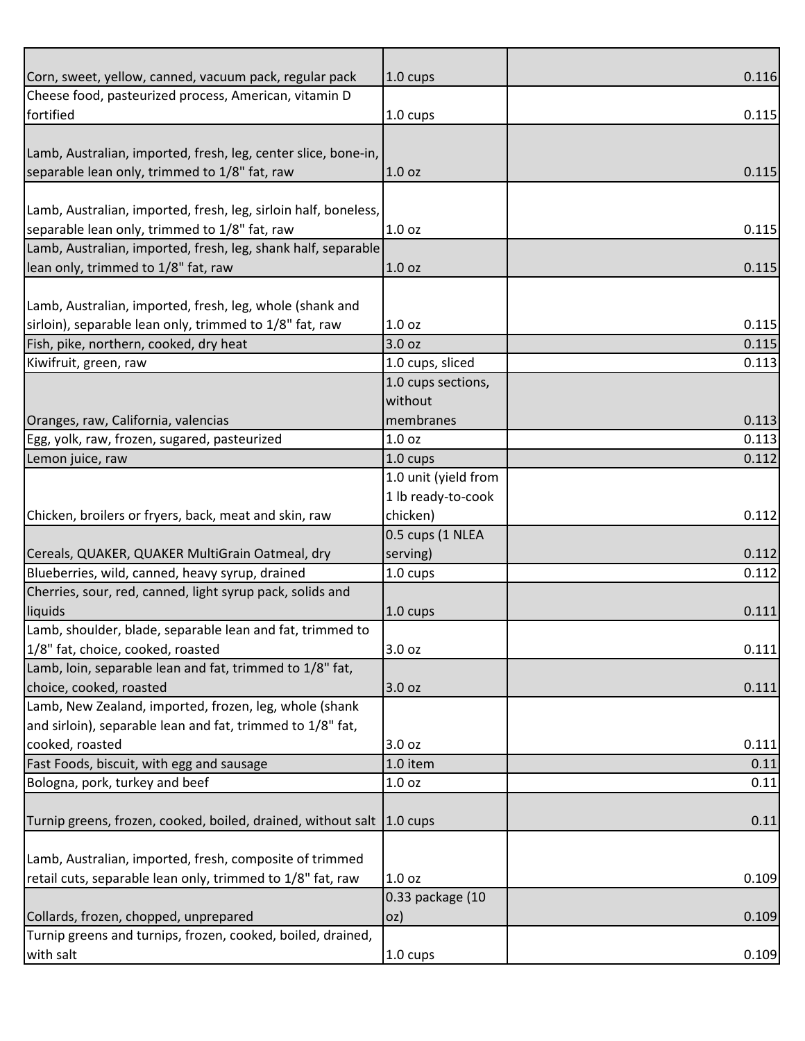| | | | |
|---|---|---|---|
| Corn, sweet, yellow, canned, vacuum pack, regular pack | 1.0 cups | | 0.116 |
| Cheese food, pasteurized process, American, vitamin D fortified | 1.0 cups | | 0.115 |
| Lamb, Australian, imported, fresh, leg, center slice, bone-in, separable lean only, trimmed to 1/8" fat, raw | 1.0 oz | | 0.115 |
| Lamb, Australian, imported, fresh, leg, sirloin half, boneless, separable lean only, trimmed to 1/8" fat, raw | 1.0 oz | | 0.115 |
| Lamb, Australian, imported, fresh, leg, shank half, separable lean only, trimmed to 1/8" fat, raw | 1.0 oz | | 0.115 |
| Lamb, Australian, imported, fresh, leg, whole (shank and sirloin), separable lean only, trimmed to 1/8" fat, raw | 1.0 oz | | 0.115 |
| Fish, pike, northern, cooked, dry heat | 3.0 oz | | 0.115 |
| Kiwifruit, green, raw | 1.0 cups, sliced | | 0.113 |
| Oranges, raw, California, valencias | 1.0 cups sections, without membranes | | 0.113 |
| Egg, yolk, raw, frozen, sugared, pasteurized | 1.0 oz | | 0.113 |
| Lemon juice, raw | 1.0 cups | | 0.112 |
| Chicken, broilers or fryers, back, meat and skin, raw | 1.0 unit (yield from 1 lb ready-to-cook chicken) | | 0.112 |
| Cereals, QUAKER, QUAKER MultiGrain Oatmeal, dry | 0.5 cups (1 NLEA serving) | | 0.112 |
| Blueberries, wild, canned, heavy syrup, drained | 1.0 cups | | 0.112 |
| Cherries, sour, red, canned, light syrup pack, solids and liquids | 1.0 cups | | 0.111 |
| Lamb, shoulder, blade, separable lean and fat, trimmed to 1/8" fat, choice, cooked, roasted | 3.0 oz | | 0.111 |
| Lamb, loin, separable lean and fat, trimmed to 1/8" fat, choice, cooked, roasted | 3.0 oz | | 0.111 |
| Lamb, New Zealand, imported, frozen, leg, whole (shank and sirloin), separable lean and fat, trimmed to 1/8" fat, cooked, roasted | 3.0 oz | | 0.111 |
| Fast Foods, biscuit, with egg and sausage | 1.0 item | | 0.11 |
| Bologna, pork, turkey and beef | 1.0 oz | | 0.11 |
| Turnip greens, frozen, cooked, boiled, drained, without salt | 1.0 cups | | 0.11 |
| Lamb, Australian, imported, fresh, composite of trimmed retail cuts, separable lean only, trimmed to 1/8" fat, raw | 1.0 oz | | 0.109 |
| Collards, frozen, chopped, unprepared | 0.33 package (10 oz) | | 0.109 |
| Turnip greens and turnips, frozen, cooked, boiled, drained, with salt | 1.0 cups | | 0.109 |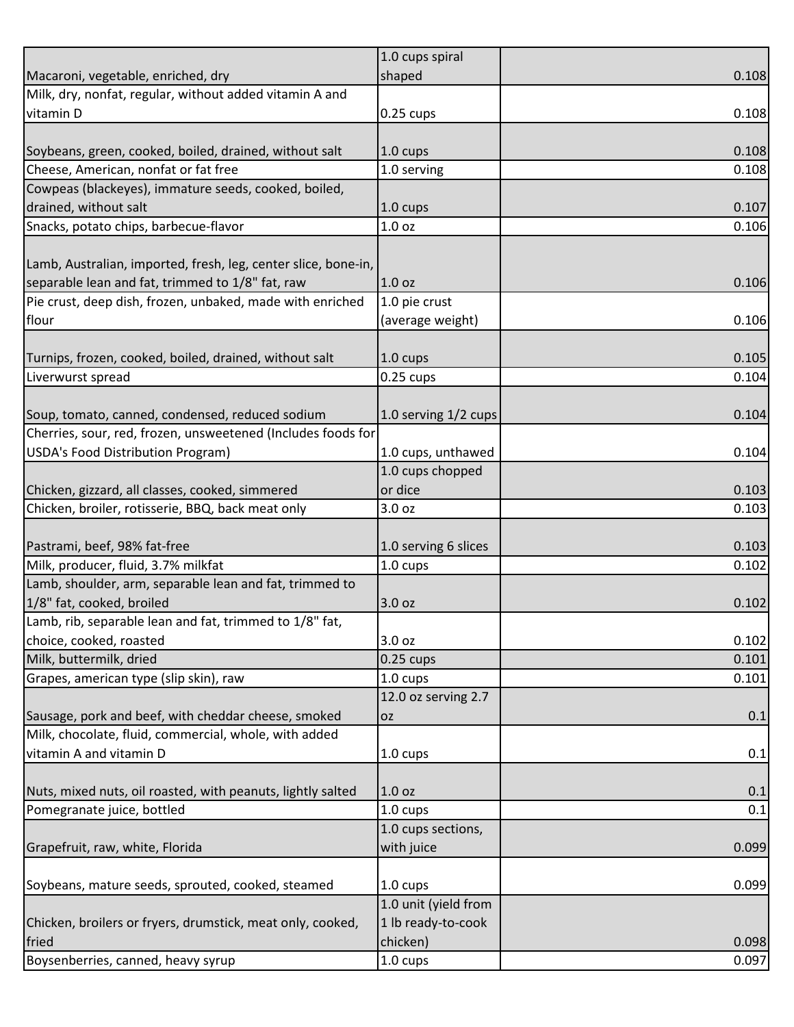| | | |
|---|---|---|
| Macaroni, vegetable, enriched, dry | 1.0 cups spiral shaped | 0.108 |
| Milk, dry, nonfat, regular, without added vitamin A and vitamin D | 0.25 cups | 0.108 |
| Soybeans, green, cooked, boiled, drained, without salt | 1.0 cups | 0.108 |
| Cheese, American, nonfat or fat free | 1.0 serving | 0.108 |
| Cowpeas (blackeyes), immature seeds, cooked, boiled, drained, without salt | 1.0 cups | 0.107 |
| Snacks, potato chips, barbecue-flavor | 1.0 oz | 0.106 |
| Lamb, Australian, imported, fresh, leg, center slice, bone-in, separable lean and fat, trimmed to 1/8" fat, raw | 1.0 oz | 0.106 |
| Pie crust, deep dish, frozen, unbaked, made with enriched flour | 1.0 pie crust (average weight) | 0.106 |
| Turnips, frozen, cooked, boiled, drained, without salt | 1.0 cups | 0.105 |
| Liverwurst spread | 0.25 cups | 0.104 |
| Soup, tomato, canned, condensed, reduced sodium | 1.0 serving 1/2 cups | 0.104 |
| Cherries, sour, red, frozen, unsweetened (Includes foods for USDA's Food Distribution Program) | 1.0 cups, unthawed | 0.104 |
| Chicken, gizzard, all classes, cooked, simmered | 1.0 cups chopped or dice | 0.103 |
| Chicken, broiler, rotisserie, BBQ, back meat only | 3.0 oz | 0.103 |
| Pastrami, beef, 98% fat-free | 1.0 serving 6 slices | 0.103 |
| Milk, producer, fluid, 3.7% milkfat | 1.0 cups | 0.102 |
| Lamb, shoulder, arm, separable lean and fat, trimmed to 1/8" fat, cooked, broiled | 3.0 oz | 0.102 |
| Lamb, rib, separable lean and fat, trimmed to 1/8" fat, choice, cooked, roasted | 3.0 oz | 0.102 |
| Milk, buttermilk, dried | 0.25 cups | 0.101 |
| Grapes, american type (slip skin), raw | 1.0 cups | 0.101 |
| Sausage, pork and beef, with cheddar cheese, smoked | 12.0 oz serving 2.7 oz | 0.1 |
| Milk, chocolate, fluid, commercial, whole, with added vitamin A and vitamin D | 1.0 cups | 0.1 |
| Nuts, mixed nuts, oil roasted, with peanuts, lightly salted | 1.0 oz | 0.1 |
| Pomegranate juice, bottled | 1.0 cups | 0.1 |
| Grapefruit, raw, white, Florida | 1.0 cups sections, with juice | 0.099 |
| Soybeans, mature seeds, sprouted, cooked, steamed | 1.0 cups | 0.099 |
| Chicken, broilers or fryers, drumstick, meat only, cooked, fried | 1.0 unit (yield from 1 lb ready-to-cook chicken) | 0.098 |
| Boysenberries, canned, heavy syrup | 1.0 cups | 0.097 |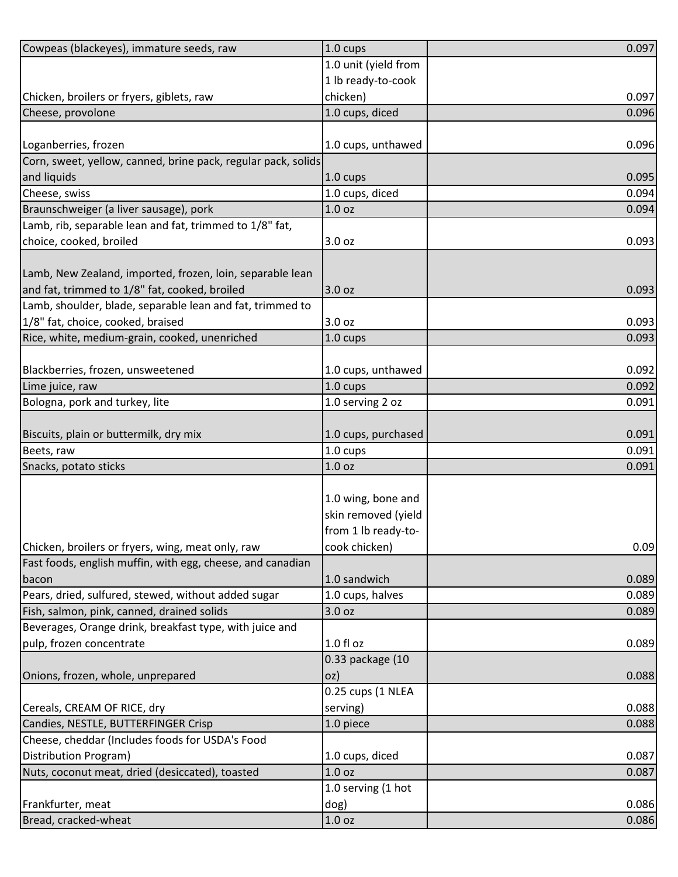| | | | |
|---|---|---|---|
| Cowpeas (blackeyes), immature seeds, raw | 1.0 cups | | 0.097 |
| Chicken, broilers or fryers, giblets, raw | 1.0 unit (yield from 1 lb ready-to-cook chicken) | | 0.097 |
| Cheese, provolone | 1.0 cups, diced | | 0.096 |
| Loganberries, frozen | 1.0 cups, unthawed | | 0.096 |
| Corn, sweet, yellow, canned, brine pack, regular pack, solids and liquids | 1.0 cups | | 0.095 |
| Cheese, swiss | 1.0 cups, diced | | 0.094 |
| Braunschweiger (a liver sausage), pork | 1.0 oz | | 0.094 |
| Lamb, rib, separable lean and fat, trimmed to 1/8" fat, choice, cooked, broiled | 3.0 oz | | 0.093 |
| Lamb, New Zealand, imported, frozen, loin, separable lean and fat, trimmed to 1/8" fat, cooked, broiled | 3.0 oz | | 0.093 |
| Lamb, shoulder, blade, separable lean and fat, trimmed to 1/8" fat, choice, cooked, braised | 3.0 oz | | 0.093 |
| Rice, white, medium-grain, cooked, unenriched | 1.0 cups | | 0.093 |
| Blackberries, frozen, unsweetened | 1.0 cups, unthawed | | 0.092 |
| Lime juice, raw | 1.0 cups | | 0.092 |
| Bologna, pork and turkey, lite | 1.0 serving 2 oz | | 0.091 |
| Biscuits, plain or buttermilk, dry mix | 1.0 cups, purchased | | 0.091 |
| Beets, raw | 1.0 cups | | 0.091 |
| Snacks, potato sticks | 1.0 oz | | 0.091 |
| Chicken, broilers or fryers, wing, meat only, raw | 1.0 wing, bone and skin removed (yield from 1 lb ready-to-cook chicken) | | 0.09 |
| Fast foods, english muffin, with egg, cheese, and canadian bacon | 1.0 sandwich | | 0.089 |
| Pears, dried, sulfured, stewed, without added sugar | 1.0 cups, halves | | 0.089 |
| Fish, salmon, pink, canned, drained solids | 3.0 oz | | 0.089 |
| Beverages, Orange drink, breakfast type, with juice and pulp, frozen concentrate | 1.0 fl oz | | 0.089 |
| Onions, frozen, whole, unprepared | 0.33 package (10 oz) | | 0.088 |
| Cereals, CREAM OF RICE, dry | 0.25 cups (1 NLEA serving) | | 0.088 |
| Candies, NESTLE, BUTTERFINGER Crisp | 1.0 piece | | 0.088 |
| Cheese, cheddar (Includes foods for USDA's Food Distribution Program) | 1.0 cups, diced | | 0.087 |
| Nuts, coconut meat, dried (desiccated), toasted | 1.0 oz | | 0.087 |
| Frankfurter, meat | 1.0 serving (1 hot dog) | | 0.086 |
| Bread, cracked-wheat | 1.0 oz | | 0.086 |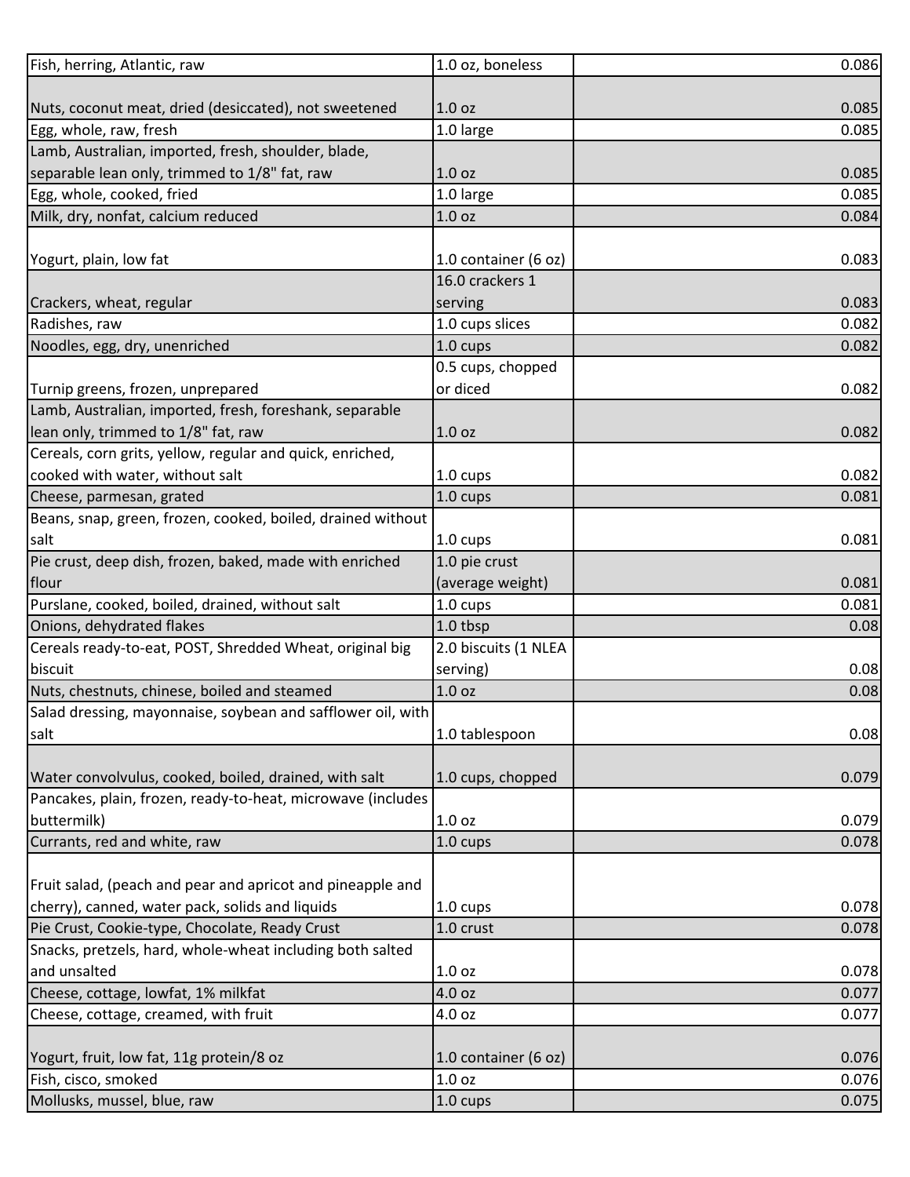| | | |
|---|---|---|
| Fish, herring, Atlantic, raw | 1.0 oz, boneless | 0.086 |
| Nuts, coconut meat, dried (desiccated), not sweetened | 1.0 oz | 0.085 |
| Egg, whole, raw, fresh | 1.0 large | 0.085 |
| Lamb, Australian, imported, fresh, shoulder, blade, separable lean only, trimmed to 1/8" fat, raw | 1.0 oz | 0.085 |
| Egg, whole, cooked, fried | 1.0 large | 0.085 |
| Milk, dry, nonfat, calcium reduced | 1.0 oz | 0.084 |
| Yogurt, plain, low fat | 1.0 container (6 oz) | 0.083 |
| Crackers, wheat, regular | 16.0 crackers 1 serving | 0.083 |
| Radishes, raw | 1.0 cups slices | 0.082 |
| Noodles, egg, dry, unenriched | 1.0 cups | 0.082 |
| Turnip greens, frozen, unprepared | 0.5 cups, chopped or diced | 0.082 |
| Lamb, Australian, imported, fresh, foreshank, separable lean only, trimmed to 1/8" fat, raw | 1.0 oz | 0.082 |
| Cereals, corn grits, yellow, regular and quick, enriched, cooked with water, without salt | 1.0 cups | 0.082 |
| Cheese, parmesan, grated | 1.0 cups | 0.081 |
| Beans, snap, green, frozen, cooked, boiled, drained without salt | 1.0 cups | 0.081 |
| Pie crust, deep dish, frozen, baked, made with enriched flour | 1.0 pie crust (average weight) | 0.081 |
| Purslane, cooked, boiled, drained, without salt | 1.0 cups | 0.081 |
| Onions, dehydrated flakes | 1.0 tbsp | 0.08 |
| Cereals ready-to-eat, POST, Shredded Wheat, original big biscuit | 2.0 biscuits (1 NLEA serving) | 0.08 |
| Nuts, chestnuts, chinese, boiled and steamed | 1.0 oz | 0.08 |
| Salad dressing, mayonnaise, soybean and safflower oil, with salt | 1.0 tablespoon | 0.08 |
| Water convolvulus, cooked, boiled, drained, with salt | 1.0 cups, chopped | 0.079 |
| Pancakes, plain, frozen, ready-to-heat, microwave (includes buttermilk) | 1.0 oz | 0.079 |
| Currants, red and white, raw | 1.0 cups | 0.078 |
| Fruit salad, (peach and pear and apricot and pineapple and cherry), canned, water pack, solids and liquids | 1.0 cups | 0.078 |
| Pie Crust, Cookie-type, Chocolate, Ready Crust | 1.0 crust | 0.078 |
| Snacks, pretzels, hard, whole-wheat including both salted and unsalted | 1.0 oz | 0.078 |
| Cheese, cottage, lowfat, 1% milkfat | 4.0 oz | 0.077 |
| Cheese, cottage, creamed, with fruit | 4.0 oz | 0.077 |
| Yogurt, fruit, low fat, 11g protein/8 oz | 1.0 container (6 oz) | 0.076 |
| Fish, cisco, smoked | 1.0 oz | 0.076 |
| Mollusks, mussel, blue, raw | 1.0 cups | 0.075 |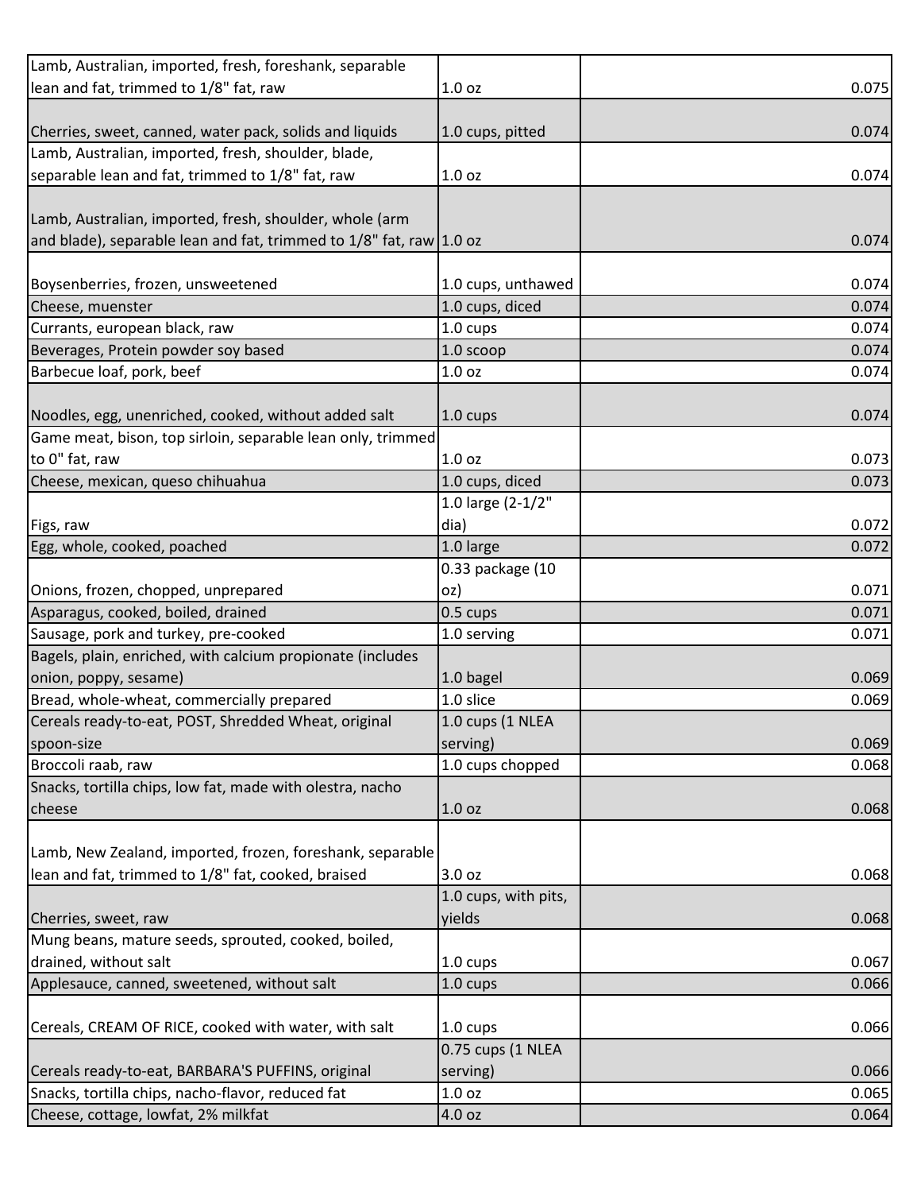| | | | |
|---|---|---|---|
| Lamb, Australian, imported, fresh, foreshank, separable lean and fat, trimmed to 1/8" fat, raw | 1.0 oz | | 0.075 |
| Cherries, sweet, canned, water pack, solids and liquids | 1.0 cups, pitted | | 0.074 |
| Lamb, Australian, imported, fresh, shoulder, blade, separable lean and fat, trimmed to 1/8" fat, raw | 1.0 oz | | 0.074 |
| Lamb, Australian, imported, fresh, shoulder, whole (arm and blade), separable lean and fat, trimmed to 1/8" fat, raw | 1.0 oz | | 0.074 |
| Boysenberries, frozen, unsweetened | 1.0 cups, unthawed | | 0.074 |
| Cheese, muenster | 1.0 cups, diced | | 0.074 |
| Currants, european black, raw | 1.0 cups | | 0.074 |
| Beverages, Protein powder soy based | 1.0 scoop | | 0.074 |
| Barbecue loaf, pork, beef | 1.0 oz | | 0.074 |
| Noodles, egg, unenriched, cooked, without added salt | 1.0 cups | | 0.074 |
| Game meat, bison, top sirloin, separable lean only, trimmed to 0" fat, raw | 1.0 oz | | 0.073 |
| Cheese, mexican, queso chihuahua | 1.0 cups, diced | | 0.073 |
| Figs, raw | 1.0 large (2-1/2" dia) | | 0.072 |
| Egg, whole, cooked, poached | 1.0 large | | 0.072 |
| Onions, frozen, chopped, unprepared | 0.33 package (10 oz) | | 0.071 |
| Asparagus, cooked, boiled, drained | 0.5 cups | | 0.071 |
| Sausage, pork and turkey, pre-cooked | 1.0 serving | | 0.071 |
| Bagels, plain, enriched, with calcium propionate (includes onion, poppy, sesame) | 1.0 bagel | | 0.069 |
| Bread, whole-wheat, commercially prepared | 1.0 slice | | 0.069 |
| Cereals ready-to-eat, POST, Shredded Wheat, original spoon-size | 1.0 cups (1 NLEA serving) | | 0.069 |
| Broccoli raab, raw | 1.0 cups chopped | | 0.068 |
| Snacks, tortilla chips, low fat, made with olestra, nacho cheese | 1.0 oz | | 0.068 |
| Lamb, New Zealand, imported, frozen, foreshank, separable lean and fat, trimmed to 1/8" fat, cooked, braised | 3.0 oz | | 0.068 |
| Cherries, sweet, raw | 1.0 cups, with pits, yields | | 0.068 |
| Mung beans, mature seeds, sprouted, cooked, boiled, drained, without salt | 1.0 cups | | 0.067 |
| Applesauce, canned, sweetened, without salt | 1.0 cups | | 0.066 |
| Cereals, CREAM OF RICE, cooked with water, with salt | 1.0 cups | | 0.066 |
| Cereals ready-to-eat, BARBARA'S PUFFINS, original | 0.75 cups (1 NLEA serving) | | 0.066 |
| Snacks, tortilla chips, nacho-flavor, reduced fat | 1.0 oz | | 0.065 |
| Cheese, cottage, lowfat, 2% milkfat | 4.0 oz | | 0.064 |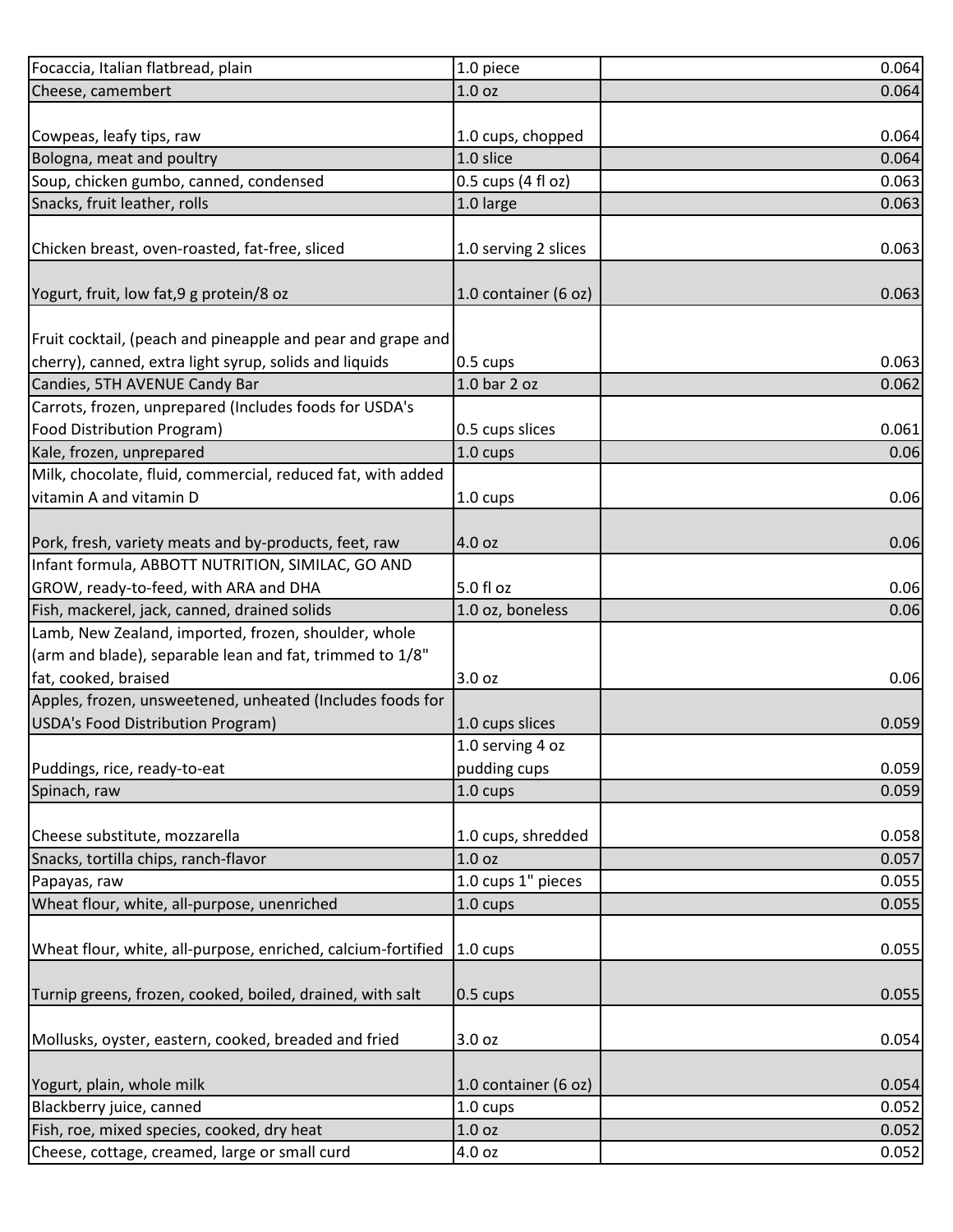| Focaccia, Italian flatbread, plain | 1.0 piece | 0.064 |
|---|---|---|
| Cheese, camembert | 1.0 oz | 0.064 |
| Cowpeas, leafy tips, raw | 1.0 cups, chopped | 0.064 |
| Bologna, meat and poultry | 1.0 slice | 0.064 |
| Soup, chicken gumbo, canned, condensed | 0.5 cups (4 fl oz) | 0.063 |
| Snacks, fruit leather, rolls | 1.0 large | 0.063 |
| Chicken breast, oven-roasted, fat-free, sliced | 1.0 serving 2 slices | 0.063 |
| Yogurt, fruit, low fat,9 g protein/8 oz | 1.0 container (6 oz) | 0.063 |
| Fruit cocktail, (peach and pineapple and pear and grape and cherry), canned, extra light syrup, solids and liquids | 0.5 cups | 0.063 |
| Candies, 5TH AVENUE Candy Bar | 1.0 bar 2 oz | 0.062 |
| Carrots, frozen, unprepared (Includes foods for USDA's Food Distribution Program) | 0.5 cups slices | 0.061 |
| Kale, frozen, unprepared | 1.0 cups | 0.06 |
| Milk, chocolate, fluid, commercial, reduced fat, with added vitamin A and vitamin D | 1.0 cups | 0.06 |
| Pork, fresh, variety meats and by-products, feet, raw | 4.0 oz | 0.06 |
| Infant formula, ABBOTT NUTRITION, SIMILAC, GO AND GROW, ready-to-feed, with ARA and DHA | 5.0 fl oz | 0.06 |
| Fish, mackerel, jack, canned, drained solids | 1.0 oz, boneless | 0.06 |
| Lamb, New Zealand, imported, frozen, shoulder, whole (arm and blade), separable lean and fat, trimmed to 1/8" fat, cooked, braised | 3.0 oz | 0.06 |
| Apples, frozen, unsweetened, unheated (Includes foods for USDA's Food Distribution Program) | 1.0 cups slices | 0.059 |
| Puddings, rice, ready-to-eat | 1.0 serving 4 oz pudding cups | 0.059 |
| Spinach, raw | 1.0 cups | 0.059 |
| Cheese substitute, mozzarella | 1.0 cups, shredded | 0.058 |
| Snacks, tortilla chips, ranch-flavor | 1.0 oz | 0.057 |
| Papayas, raw | 1.0 cups 1" pieces | 0.055 |
| Wheat flour, white, all-purpose, unenriched | 1.0 cups | 0.055 |
| Wheat flour, white, all-purpose, enriched, calcium-fortified | 1.0 cups | 0.055 |
| Turnip greens, frozen, cooked, boiled, drained, with salt | 0.5 cups | 0.055 |
| Mollusks, oyster, eastern, cooked, breaded and fried | 3.0 oz | 0.054 |
| Yogurt, plain, whole milk | 1.0 container (6 oz) | 0.054 |
| Blackberry juice, canned | 1.0 cups | 0.052 |
| Fish, roe, mixed species, cooked, dry heat | 1.0 oz | 0.052 |
| Cheese, cottage, creamed, large or small curd | 4.0 oz | 0.052 |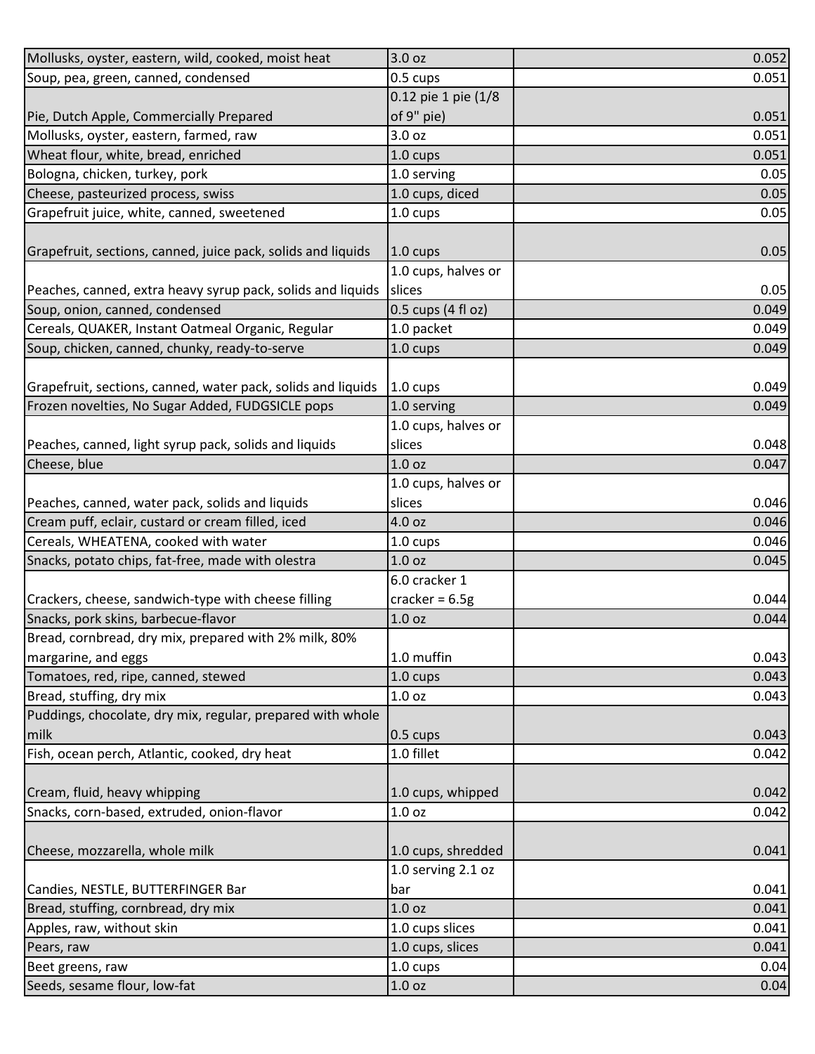| | | |
|---|---|---|
| Mollusks, oyster, eastern, wild, cooked, moist heat | 3.0 oz | 0.052 |
| Soup, pea, green, canned, condensed | 0.5 cups | 0.051 |
| Pie, Dutch Apple, Commercially Prepared | 0.12 pie 1 pie (1/8 of 9" pie) | 0.051 |
| Mollusks, oyster, eastern, farmed, raw | 3.0 oz | 0.051 |
| Wheat flour, white, bread, enriched | 1.0 cups | 0.051 |
| Bologna, chicken, turkey, pork | 1.0 serving | 0.05 |
| Cheese, pasteurized process, swiss | 1.0 cups, diced | 0.05 |
| Grapefruit juice, white, canned, sweetened | 1.0 cups | 0.05 |
| Grapefruit, sections, canned, juice pack, solids and liquids | 1.0 cups | 0.05 |
| Peaches, canned, extra heavy syrup pack, solids and liquids | 1.0 cups, halves or slices | 0.05 |
| Soup, onion, canned, condensed | 0.5 cups (4 fl oz) | 0.049 |
| Cereals, QUAKER, Instant Oatmeal Organic, Regular | 1.0 packet | 0.049 |
| Soup, chicken, canned, chunky, ready-to-serve | 1.0 cups | 0.049 |
| Grapefruit, sections, canned, water pack, solids and liquids | 1.0 cups | 0.049 |
| Frozen novelties, No Sugar Added, FUDGSICLE pops | 1.0 serving | 0.049 |
| Peaches, canned, light syrup pack, solids and liquids | 1.0 cups, halves or slices | 0.048 |
| Cheese, blue | 1.0 oz | 0.047 |
| Peaches, canned, water pack, solids and liquids | 1.0 cups, halves or slices | 0.046 |
| Cream puff, eclair, custard or cream filled, iced | 4.0 oz | 0.046 |
| Cereals, WHEATENA, cooked with water | 1.0 cups | 0.046 |
| Snacks, potato chips, fat-free, made with olestra | 1.0 oz | 0.045 |
| Crackers, cheese, sandwich-type with cheese filling | 6.0 cracker 1 cracker = 6.5g | 0.044 |
| Snacks, pork skins, barbecue-flavor | 1.0 oz | 0.044 |
| Bread, cornbread, dry mix, prepared with 2% milk, 80% margarine, and eggs | 1.0 muffin | 0.043 |
| Tomatoes, red, ripe, canned, stewed | 1.0 cups | 0.043 |
| Bread, stuffing, dry mix | 1.0 oz | 0.043 |
| Puddings, chocolate, dry mix, regular, prepared with whole milk | 0.5 cups | 0.043 |
| Fish, ocean perch, Atlantic, cooked, dry heat | 1.0 fillet | 0.042 |
| Cream, fluid, heavy whipping | 1.0 cups, whipped | 0.042 |
| Snacks, corn-based, extruded, onion-flavor | 1.0 oz | 0.042 |
| Cheese, mozzarella, whole milk | 1.0 cups, shredded | 0.041 |
| Candies, NESTLE, BUTTERFINGER Bar | 1.0 serving 2.1 oz bar | 0.041 |
| Bread, stuffing, cornbread, dry mix | 1.0 oz | 0.041 |
| Apples, raw, without skin | 1.0 cups slices | 0.041 |
| Pears, raw | 1.0 cups, slices | 0.041 |
| Beet greens, raw | 1.0 cups | 0.04 |
| Seeds, sesame flour, low-fat | 1.0 oz | 0.04 |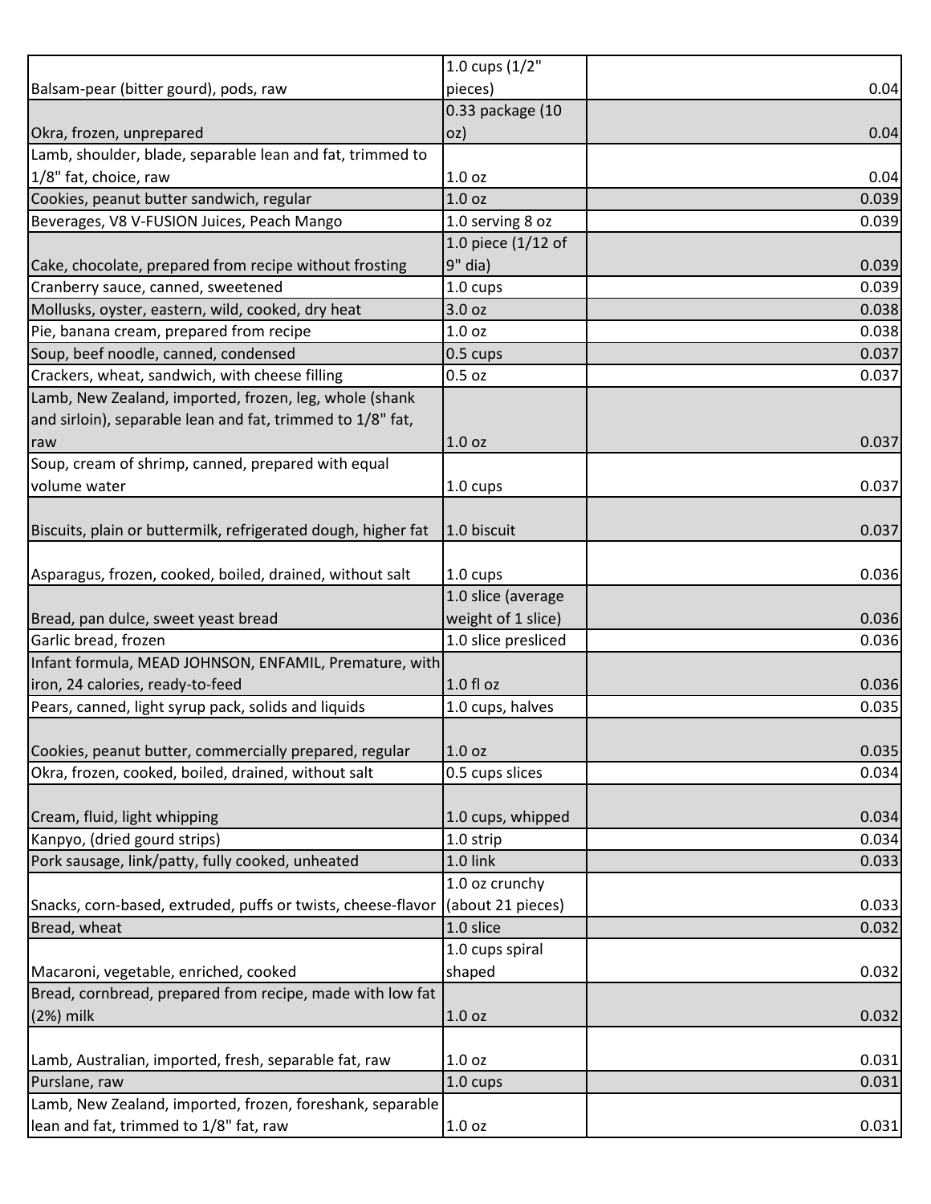| | | |
|---|---|---|
| Balsam-pear (bitter gourd), pods, raw | 1.0 cups (1/2" pieces) | 0.04 |
| Okra, frozen, unprepared | 0.33 package (10 oz) | 0.04 |
| Lamb, shoulder, blade, separable lean and fat, trimmed to 1/8" fat, choice, raw | 1.0 oz | 0.04 |
| Cookies, peanut butter sandwich, regular | 1.0 oz | 0.039 |
| Beverages, V8 V-FUSION Juices, Peach Mango | 1.0 serving 8 oz | 0.039 |
| Cake, chocolate, prepared from recipe without frosting | 1.0 piece (1/12 of 9" dia) | 0.039 |
| Cranberry sauce, canned, sweetened | 1.0 cups | 0.039 |
| Mollusks, oyster, eastern, wild, cooked, dry heat | 3.0 oz | 0.038 |
| Pie, banana cream, prepared from recipe | 1.0 oz | 0.038 |
| Soup, beef noodle, canned, condensed | 0.5 cups | 0.037 |
| Crackers, wheat, sandwich, with cheese filling | 0.5 oz | 0.037 |
| Lamb, New Zealand, imported, frozen, leg, whole (shank and sirloin), separable lean and fat, trimmed to 1/8" fat, raw | 1.0 oz | 0.037 |
| Soup, cream of shrimp, canned, prepared with equal volume water | 1.0 cups | 0.037 |
| Biscuits, plain or buttermilk, refrigerated dough, higher fat | 1.0 biscuit | 0.037 |
| Asparagus, frozen, cooked, boiled, drained, without salt | 1.0 cups | 0.036 |
| Bread, pan dulce, sweet yeast bread | 1.0 slice (average weight of 1 slice) | 0.036 |
| Garlic bread, frozen | 1.0 slice presliced | 0.036 |
| Infant formula, MEAD JOHNSON, ENFAMIL, Premature, with iron, 24 calories, ready-to-feed | 1.0 fl oz | 0.036 |
| Pears, canned, light syrup pack, solids and liquids | 1.0 cups, halves | 0.035 |
| Cookies, peanut butter, commercially prepared, regular | 1.0 oz | 0.035 |
| Okra, frozen, cooked, boiled, drained, without salt | 0.5 cups slices | 0.034 |
| Cream, fluid, light whipping | 1.0 cups, whipped | 0.034 |
| Kanpyo, (dried gourd strips) | 1.0 strip | 0.034 |
| Pork sausage, link/patty, fully cooked, unheated | 1.0 link | 0.033 |
| Snacks, corn-based, extruded, puffs or twists, cheese-flavor | 1.0 oz crunchy (about 21 pieces) | 0.033 |
| Bread, wheat | 1.0 slice | 0.032 |
| Macaroni, vegetable, enriched, cooked | 1.0 cups spiral shaped | 0.032 |
| Bread, cornbread, prepared from recipe, made with low fat (2%) milk | 1.0 oz | 0.032 |
| Lamb, Australian, imported, fresh, separable fat, raw | 1.0 oz | 0.031 |
| Purslane, raw | 1.0 cups | 0.031 |
| Lamb, New Zealand, imported, frozen, foreshank, separable lean and fat, trimmed to 1/8" fat, raw | 1.0 oz | 0.031 |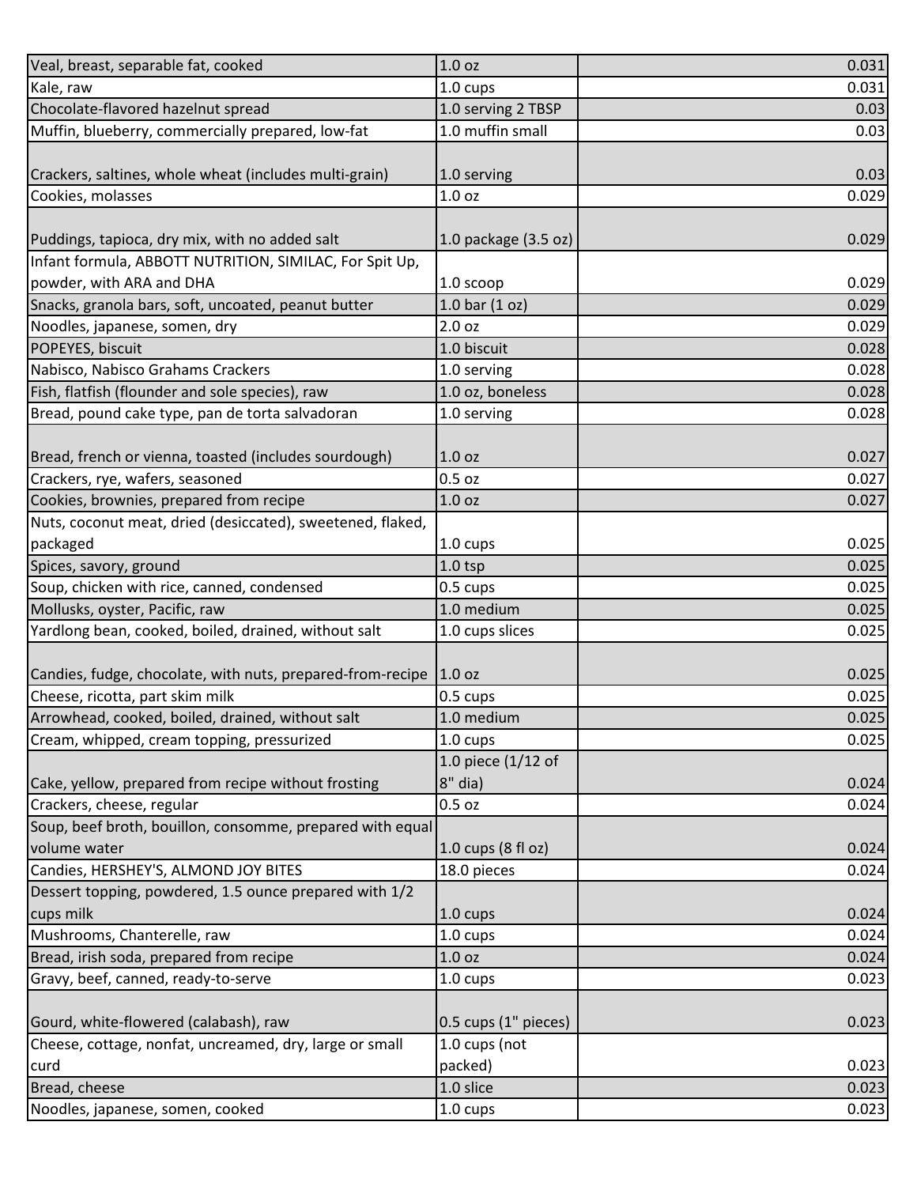| | | |
|---|---|---|
| Veal, breast, separable fat, cooked | 1.0 oz | 0.031 |
| Kale, raw | 1.0 cups | 0.031 |
| Chocolate-flavored hazelnut spread | 1.0 serving 2 TBSP | 0.03 |
| Muffin, blueberry, commercially prepared, low-fat | 1.0 muffin small | 0.03 |
| Crackers, saltines, whole wheat (includes multi-grain) | 1.0 serving | 0.03 |
| Cookies, molasses | 1.0 oz | 0.029 |
| Puddings, tapioca, dry mix, with no added salt | 1.0 package (3.5 oz) | 0.029 |
| Infant formula, ABBOTT NUTRITION, SIMILAC, For Spit Up, powder, with ARA and DHA | 1.0 scoop | 0.029 |
| Snacks, granola bars, soft, uncoated, peanut butter | 1.0 bar (1 oz) | 0.029 |
| Noodles, japanese, somen, dry | 2.0 oz | 0.029 |
| POPEYES, biscuit | 1.0 biscuit | 0.028 |
| Nabisco, Nabisco Grahams Crackers | 1.0 serving | 0.028 |
| Fish, flatfish (flounder and sole species), raw | 1.0 oz, boneless | 0.028 |
| Bread, pound cake type, pan de torta salvadoran | 1.0 serving | 0.028 |
| Bread, french or vienna, toasted (includes sourdough) | 1.0 oz | 0.027 |
| Crackers, rye, wafers, seasoned | 0.5 oz | 0.027 |
| Cookies, brownies, prepared from recipe | 1.0 oz | 0.027 |
| Nuts, coconut meat, dried (desiccated), sweetened, flaked, packaged | 1.0 cups | 0.025 |
| Spices, savory, ground | 1.0 tsp | 0.025 |
| Soup, chicken with rice, canned, condensed | 0.5 cups | 0.025 |
| Mollusks, oyster, Pacific, raw | 1.0 medium | 0.025 |
| Yardlong bean, cooked, boiled, drained, without salt | 1.0 cups slices | 0.025 |
| Candies, fudge, chocolate, with nuts, prepared-from-recipe | 1.0 oz | 0.025 |
| Cheese, ricotta, part skim milk | 0.5 cups | 0.025 |
| Arrowhead, cooked, boiled, drained, without salt | 1.0 medium | 0.025 |
| Cream, whipped, cream topping, pressurized | 1.0 cups | 0.025 |
| Cake, yellow, prepared from recipe without frosting | 1.0 piece (1/12 of 8" dia) | 0.024 |
| Crackers, cheese, regular | 0.5 oz | 0.024 |
| Soup, beef broth, bouillon, consomme, prepared with equal volume water | 1.0 cups (8 fl oz) | 0.024 |
| Candies, HERSHEY'S, ALMOND JOY BITES | 18.0 pieces | 0.024 |
| Dessert topping, powdered, 1.5 ounce prepared with 1/2 cups milk | 1.0 cups | 0.024 |
| Mushrooms, Chanterelle, raw | 1.0 cups | 0.024 |
| Bread, irish soda, prepared from recipe | 1.0 oz | 0.024 |
| Gravy, beef, canned, ready-to-serve | 1.0 cups | 0.023 |
| Gourd, white-flowered (calabash), raw | 0.5 cups (1" pieces) | 0.023 |
| Cheese, cottage, nonfat, uncreamed, dry, large or small curd | 1.0 cups (not packed) | 0.023 |
| Bread, cheese | 1.0 slice | 0.023 |
| Noodles, japanese, somen, cooked | 1.0 cups | 0.023 |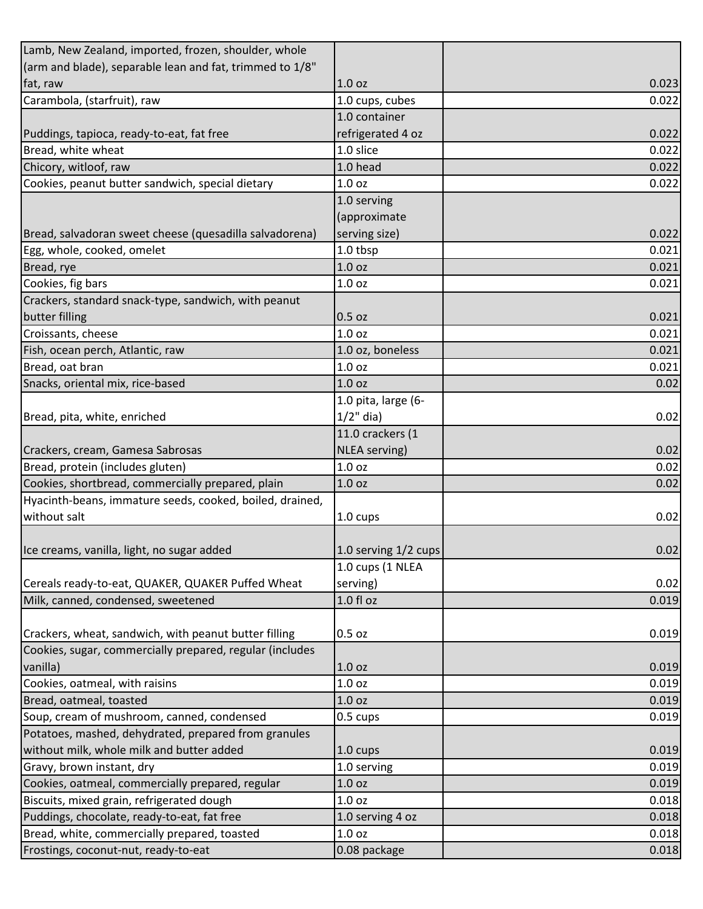| | | | |
|---|---|---|---|
| Lamb, New Zealand, imported, frozen, shoulder, whole (arm and blade), separable lean and fat, trimmed to 1/8" fat, raw | 1.0 oz | | 0.023 |
| Carambola, (starfruit), raw | 1.0 cups, cubes | | 0.022 |
| Puddings, tapioca, ready-to-eat, fat free | 1.0 container refrigerated 4 oz | | 0.022 |
| Bread, white wheat | 1.0 slice | | 0.022 |
| Chicory, witloof, raw | 1.0 head | | 0.022 |
| Cookies, peanut butter sandwich, special dietary | 1.0 oz | | 0.022 |
| Bread, salvadoran sweet cheese (quesadilla salvadorena) | 1.0 serving (approximate serving size) | | 0.022 |
| Egg, whole, cooked, omelet | 1.0 tbsp | | 0.021 |
| Bread, rye | 1.0 oz | | 0.021 |
| Cookies, fig bars | 1.0 oz | | 0.021 |
| Crackers, standard snack-type, sandwich, with peanut butter filling | 0.5 oz | | 0.021 |
| Croissants, cheese | 1.0 oz | | 0.021 |
| Fish, ocean perch, Atlantic, raw | 1.0 oz, boneless | | 0.021 |
| Bread, oat bran | 1.0 oz | | 0.021 |
| Snacks, oriental mix, rice-based | 1.0 oz | | 0.02 |
| Bread, pita, white, enriched | 1.0 pita, large (6-1/2" dia) | | 0.02 |
| Crackers, cream, Gamesa Sabrosas | 11.0 crackers (1 NLEA serving) | | 0.02 |
| Bread, protein (includes gluten) | 1.0 oz | | 0.02 |
| Cookies, shortbread, commercially prepared, plain | 1.0 oz | | 0.02 |
| Hyacinth-beans, immature seeds, cooked, boiled, drained, without salt | 1.0 cups | | 0.02 |
| Ice creams, vanilla, light, no sugar added | 1.0 serving 1/2 cups | | 0.02 |
| Cereals ready-to-eat, QUAKER, QUAKER Puffed Wheat | 1.0 cups (1 NLEA serving) | | 0.02 |
| Milk, canned, condensed, sweetened | 1.0 fl oz | | 0.019 |
| Crackers, wheat, sandwich, with peanut butter filling | 0.5 oz | | 0.019 |
| Cookies, sugar, commercially prepared, regular (includes vanilla) | 1.0 oz | | 0.019 |
| Cookies, oatmeal, with raisins | 1.0 oz | | 0.019 |
| Bread, oatmeal, toasted | 1.0 oz | | 0.019 |
| Soup, cream of mushroom, canned, condensed | 0.5 cups | | 0.019 |
| Potatoes, mashed, dehydrated, prepared from granules without milk, whole milk and butter added | 1.0 cups | | 0.019 |
| Gravy, brown instant, dry | 1.0 serving | | 0.019 |
| Cookies, oatmeal, commercially prepared, regular | 1.0 oz | | 0.019 |
| Biscuits, mixed grain, refrigerated dough | 1.0 oz | | 0.018 |
| Puddings, chocolate, ready-to-eat, fat free | 1.0 serving 4 oz | | 0.018 |
| Bread, white, commercially prepared, toasted | 1.0 oz | | 0.018 |
| Frostings, coconut-nut, ready-to-eat | 0.08 package | | 0.018 |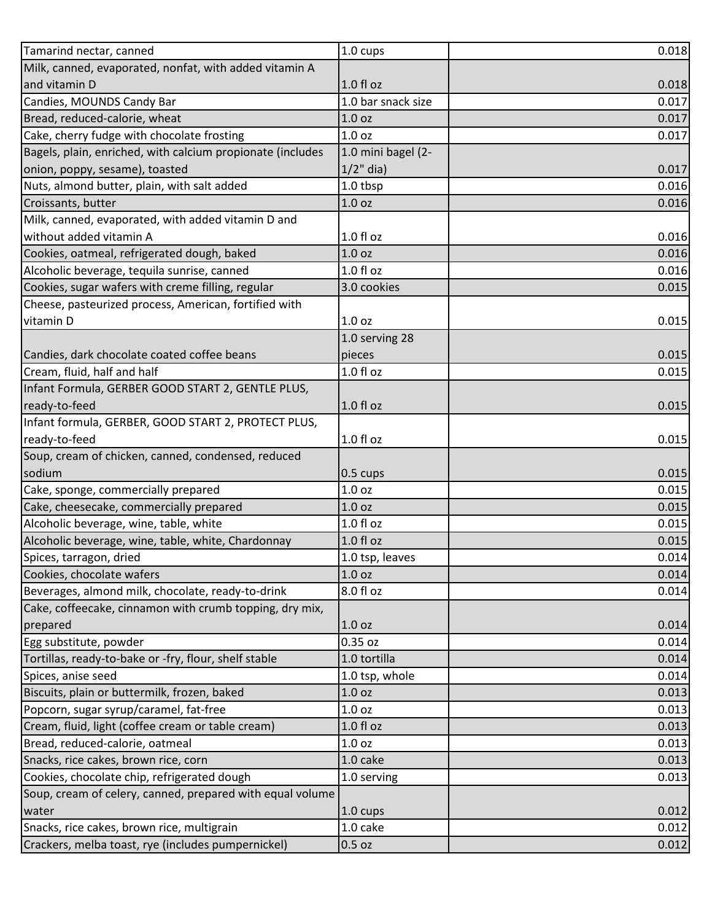| | | |
|---|---|---|
| Tamarind nectar, canned | 1.0 cups | 0.018 |
| Milk, canned, evaporated, nonfat, with added vitamin A and vitamin D | 1.0 fl oz | 0.018 |
| Candies, MOUNDS Candy Bar | 1.0 bar snack size | 0.017 |
| Bread, reduced-calorie, wheat | 1.0 oz | 0.017 |
| Cake, cherry fudge with chocolate frosting | 1.0 oz | 0.017 |
| Bagels, plain, enriched, with calcium propionate (includes onion, poppy, sesame), toasted | 1.0 mini bagel (2-1/2" dia) | 0.017 |
| Nuts, almond butter, plain, with salt added | 1.0 tbsp | 0.016 |
| Croissants, butter | 1.0 oz | 0.016 |
| Milk, canned, evaporated, with added vitamin D and without added vitamin A | 1.0 fl oz | 0.016 |
| Cookies, oatmeal, refrigerated dough, baked | 1.0 oz | 0.016 |
| Alcoholic beverage, tequila sunrise, canned | 1.0 fl oz | 0.016 |
| Cookies, sugar wafers with creme filling, regular | 3.0 cookies | 0.015 |
| Cheese, pasteurized process, American, fortified with vitamin D | 1.0 oz | 0.015 |
| Candies, dark chocolate coated coffee beans | 1.0 serving 28 pieces | 0.015 |
| Cream, fluid, half and half | 1.0 fl oz | 0.015 |
| Infant Formula, GERBER GOOD START 2, GENTLE PLUS, ready-to-feed | 1.0 fl oz | 0.015 |
| Infant formula, GERBER, GOOD START 2, PROTECT PLUS, ready-to-feed | 1.0 fl oz | 0.015 |
| Soup, cream of chicken, canned, condensed, reduced sodium | 0.5 cups | 0.015 |
| Cake, sponge, commercially prepared | 1.0 oz | 0.015 |
| Cake, cheesecake, commercially prepared | 1.0 oz | 0.015 |
| Alcoholic beverage, wine, table, white | 1.0 fl oz | 0.015 |
| Alcoholic beverage, wine, table, white, Chardonnay | 1.0 fl oz | 0.015 |
| Spices, tarragon, dried | 1.0 tsp, leaves | 0.014 |
| Cookies, chocolate wafers | 1.0 oz | 0.014 |
| Beverages, almond milk, chocolate, ready-to-drink | 8.0 fl oz | 0.014 |
| Cake, coffeecake, cinnamon with crumb topping, dry mix, prepared | 1.0 oz | 0.014 |
| Egg substitute, powder | 0.35 oz | 0.014 |
| Tortillas, ready-to-bake or -fry, flour, shelf stable | 1.0 tortilla | 0.014 |
| Spices, anise seed | 1.0 tsp, whole | 0.014 |
| Biscuits, plain or buttermilk, frozen, baked | 1.0 oz | 0.013 |
| Popcorn, sugar syrup/caramel, fat-free | 1.0 oz | 0.013 |
| Cream, fluid, light (coffee cream or table cream) | 1.0 fl oz | 0.013 |
| Bread, reduced-calorie, oatmeal | 1.0 oz | 0.013 |
| Snacks, rice cakes, brown rice, corn | 1.0 cake | 0.013 |
| Cookies, chocolate chip, refrigerated dough | 1.0 serving | 0.013 |
| Soup, cream of celery, canned, prepared with equal volume water | 1.0 cups | 0.012 |
| Snacks, rice cakes, brown rice, multigrain | 1.0 cake | 0.012 |
| Crackers, melba toast, rye (includes pumpernickel) | 0.5 oz | 0.012 |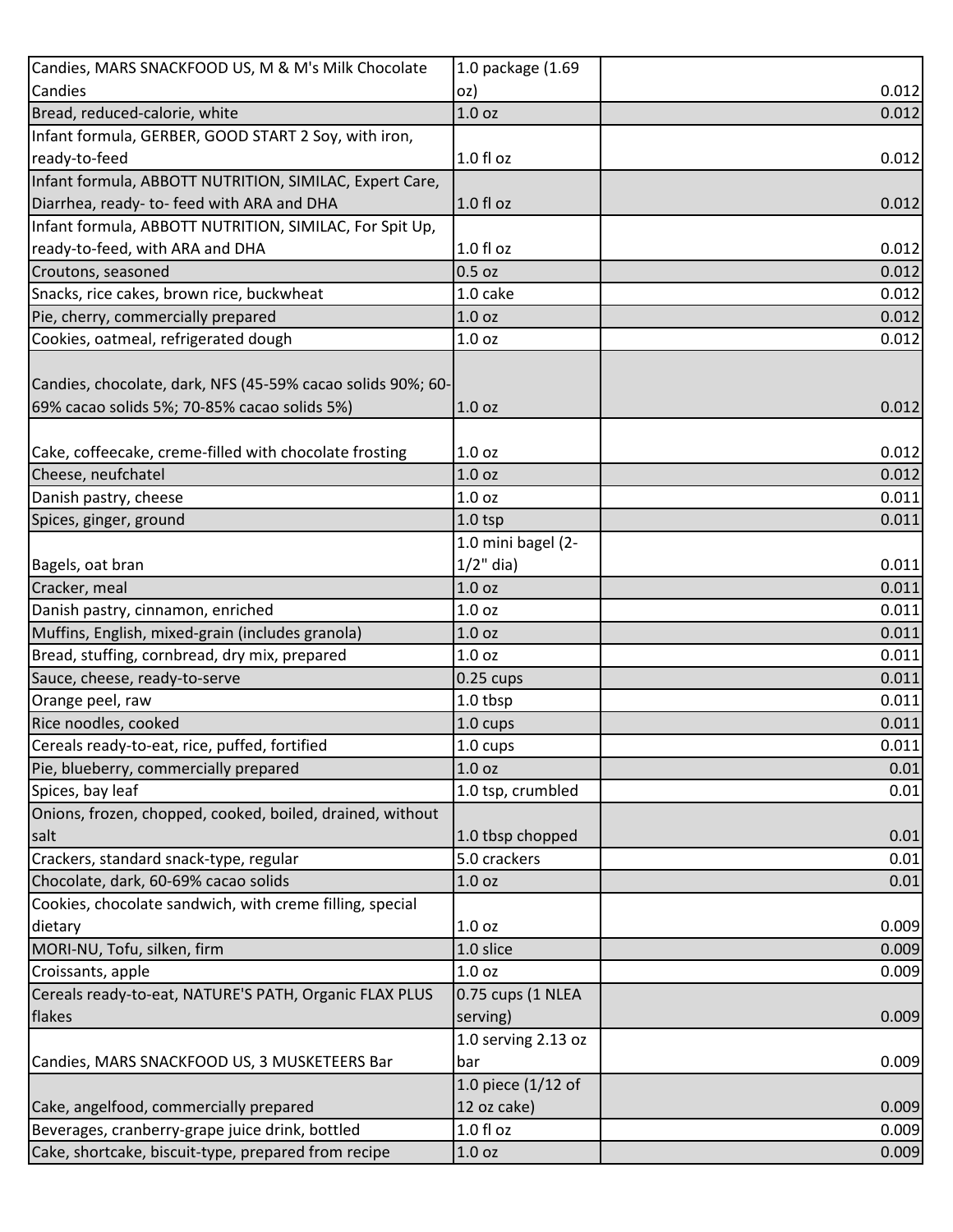| | | |
|---|---|---|
| Candies, MARS SNACKFOOD US, M & M's Milk Chocolate Candies | 1.0 package (1.69 oz) | 0.012 |
| Bread, reduced-calorie, white | 1.0 oz | 0.012 |
| Infant formula, GERBER, GOOD START 2 Soy, with iron, ready-to-feed | 1.0 fl oz | 0.012 |
| Infant formula, ABBOTT NUTRITION, SIMILAC, Expert Care, Diarrhea, ready- to- feed with ARA and DHA | 1.0 fl oz | 0.012 |
| Infant formula, ABBOTT NUTRITION, SIMILAC, For Spit Up, ready-to-feed, with ARA and DHA | 1.0 fl oz | 0.012 |
| Croutons, seasoned | 0.5 oz | 0.012 |
| Snacks, rice cakes, brown rice, buckwheat | 1.0 cake | 0.012 |
| Pie, cherry, commercially prepared | 1.0 oz | 0.012 |
| Cookies, oatmeal, refrigerated dough | 1.0 oz | 0.012 |
| Candies, chocolate, dark, NFS (45-59% cacao solids 90%; 60-69% cacao solids 5%; 70-85% cacao solids 5%) | 1.0 oz | 0.012 |
| Cake, coffeecake, creme-filled with chocolate frosting | 1.0 oz | 0.012 |
| Cheese, neufchatel | 1.0 oz | 0.012 |
| Danish pastry, cheese | 1.0 oz | 0.011 |
| Spices, ginger, ground | 1.0 tsp | 0.011 |
| Bagels, oat bran | 1.0 mini bagel (2-1/2" dia) | 0.011 |
| Cracker, meal | 1.0 oz | 0.011 |
| Danish pastry, cinnamon, enriched | 1.0 oz | 0.011 |
| Muffins, English, mixed-grain (includes granola) | 1.0 oz | 0.011 |
| Bread, stuffing, cornbread, dry mix, prepared | 1.0 oz | 0.011 |
| Sauce, cheese, ready-to-serve | 0.25 cups | 0.011 |
| Orange peel, raw | 1.0 tbsp | 0.011 |
| Rice noodles, cooked | 1.0 cups | 0.011 |
| Cereals ready-to-eat, rice, puffed, fortified | 1.0 cups | 0.011 |
| Pie, blueberry, commercially prepared | 1.0 oz | 0.01 |
| Spices, bay leaf | 1.0 tsp, crumbled | 0.01 |
| Onions, frozen, chopped, cooked, boiled, drained, without salt | 1.0 tbsp chopped | 0.01 |
| Crackers, standard snack-type, regular | 5.0 crackers | 0.01 |
| Chocolate, dark, 60-69% cacao solids | 1.0 oz | 0.01 |
| Cookies, chocolate sandwich, with creme filling, special dietary | 1.0 oz | 0.009 |
| MORI-NU, Tofu, silken, firm | 1.0 slice | 0.009 |
| Croissants, apple | 1.0 oz | 0.009 |
| Cereals ready-to-eat, NATURE'S PATH, Organic FLAX PLUS flakes | 0.75 cups (1 NLEA serving) | 0.009 |
| Candies, MARS SNACKFOOD US, 3 MUSKETEERS Bar | 1.0 serving 2.13 oz bar | 0.009 |
| Cake, angelfood, commercially prepared | 1.0 piece (1/12 of 12 oz cake) | 0.009 |
| Beverages, cranberry-grape juice drink, bottled | 1.0 fl oz | 0.009 |
| Cake, shortcake, biscuit-type, prepared from recipe | 1.0 oz | 0.009 |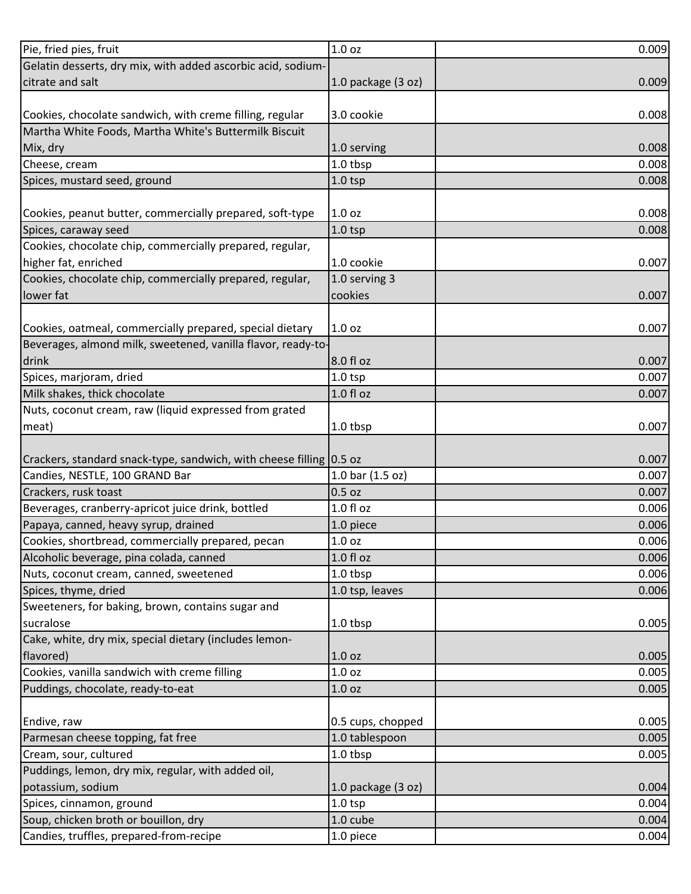| Pie, fried pies, fruit | 1.0 oz | | 0.009 |
|---|---|---|---|
| Gelatin desserts, dry mix, with added ascorbic acid, sodium-citrate and salt | 1.0 package (3 oz) | | 0.009 |
| Cookies, chocolate sandwich, with creme filling, regular | 3.0 cookie | | 0.008 |
| Martha White Foods, Martha White's Buttermilk Biscuit Mix, dry | 1.0 serving | | 0.008 |
| Cheese, cream | 1.0 tbsp | | 0.008 |
| Spices, mustard seed, ground | 1.0 tsp | | 0.008 |
| Cookies, peanut butter, commercially prepared, soft-type | 1.0 oz | | 0.008 |
| Spices, caraway seed | 1.0 tsp | | 0.008 |
| Cookies, chocolate chip, commercially prepared, regular, higher fat, enriched | 1.0 cookie | | 0.007 |
| Cookies, chocolate chip, commercially prepared, regular, lower fat | 1.0 serving 3 cookies | | 0.007 |
| Cookies, oatmeal, commercially prepared, special dietary | 1.0 oz | | 0.007 |
| Beverages, almond milk, sweetened, vanilla flavor, ready-to-drink | 8.0 fl oz | | 0.007 |
| Spices, marjoram, dried | 1.0 tsp | | 0.007 |
| Milk shakes, thick chocolate | 1.0 fl oz | | 0.007 |
| Nuts, coconut cream, raw (liquid expressed from grated meat) | 1.0 tbsp | | 0.007 |
| Crackers, standard snack-type, sandwich, with cheese filling | 0.5 oz | | 0.007 |
| Candies, NESTLE, 100 GRAND Bar | 1.0 bar (1.5 oz) | | 0.007 |
| Crackers, rusk toast | 0.5 oz | | 0.007 |
| Beverages, cranberry-apricot juice drink, bottled | 1.0 fl oz | | 0.006 |
| Papaya, canned, heavy syrup, drained | 1.0 piece | | 0.006 |
| Cookies, shortbread, commercially prepared, pecan | 1.0 oz | | 0.006 |
| Alcoholic beverage, pina colada, canned | 1.0 fl oz | | 0.006 |
| Nuts, coconut cream, canned, sweetened | 1.0 tbsp | | 0.006 |
| Spices, thyme, dried | 1.0 tsp, leaves | | 0.006 |
| Sweeteners, for baking, brown, contains sugar and sucralose | 1.0 tbsp | | 0.005 |
| Cake, white, dry mix, special dietary (includes lemon-flavored) | 1.0 oz | | 0.005 |
| Cookies, vanilla sandwich with creme filling | 1.0 oz | | 0.005 |
| Puddings, chocolate, ready-to-eat | 1.0 oz | | 0.005 |
| Endive, raw | 0.5 cups, chopped | | 0.005 |
| Parmesan cheese topping, fat free | 1.0 tablespoon | | 0.005 |
| Cream, sour, cultured | 1.0 tbsp | | 0.005 |
| Puddings, lemon, dry mix, regular, with added oil, potassium, sodium | 1.0 package (3 oz) | | 0.004 |
| Spices, cinnamon, ground | 1.0 tsp | | 0.004 |
| Soup, chicken broth or bouillon, dry | 1.0 cube | | 0.004 |
| Candies, truffles, prepared-from-recipe | 1.0 piece | | 0.004 |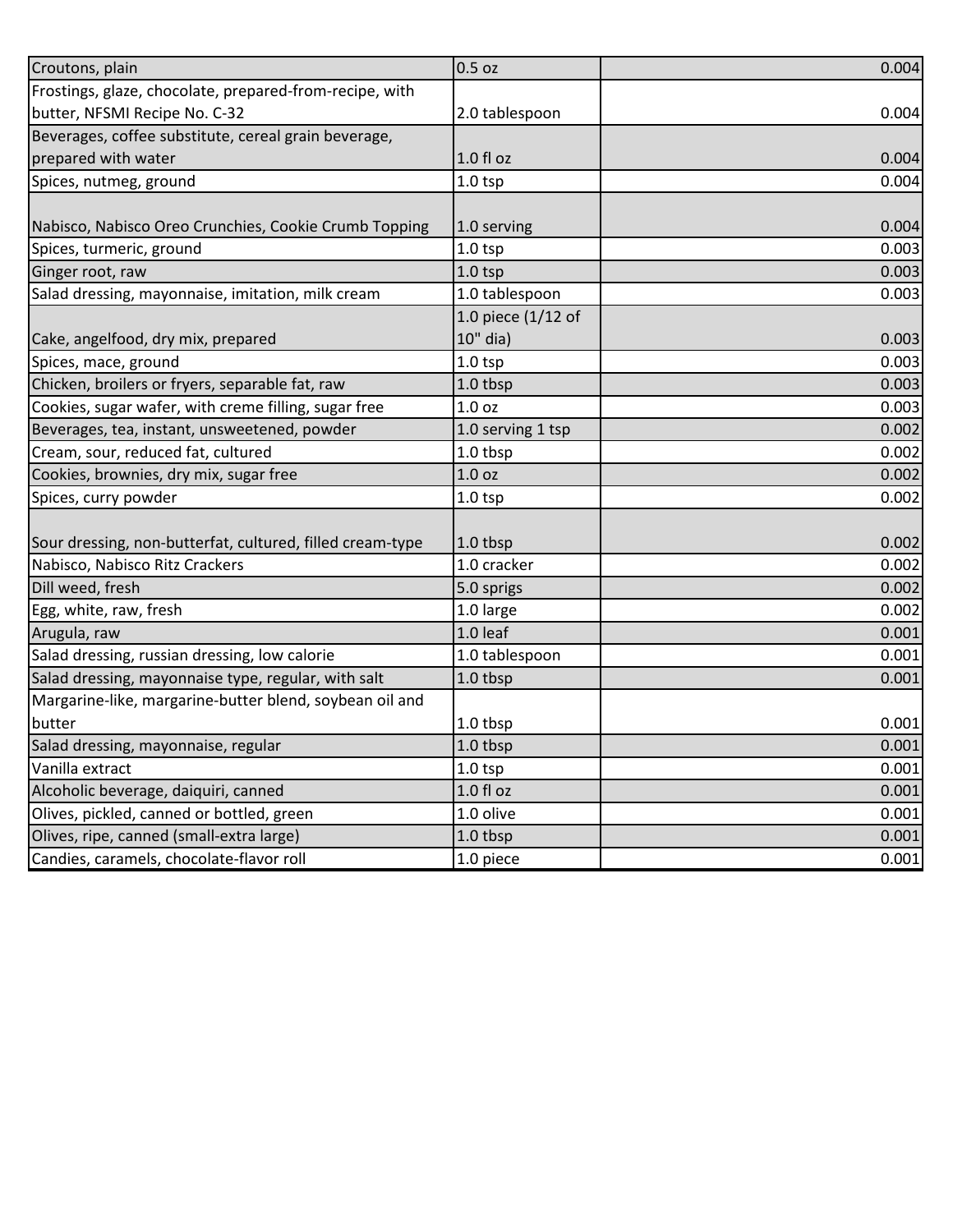| | | |
|---|---|---|
| Croutons, plain | 0.5 oz | 0.004 |
| Frostings, glaze, chocolate, prepared-from-recipe, with butter, NFSMI Recipe No. C-32 | 2.0 tablespoon | 0.004 |
| Beverages, coffee substitute, cereal grain beverage, prepared with water | 1.0 fl oz | 0.004 |
| Spices, nutmeg, ground | 1.0 tsp | 0.004 |
| Nabisco, Nabisco Oreo Crunchies, Cookie Crumb Topping | 1.0 serving | 0.004 |
| Spices, turmeric, ground | 1.0 tsp | 0.003 |
| Ginger root, raw | 1.0 tsp | 0.003 |
| Salad dressing, mayonnaise, imitation, milk cream | 1.0 tablespoon | 0.003 |
| Cake, angelfood, dry mix, prepared | 1.0 piece (1/12 of 10" dia) | 0.003 |
| Spices, mace, ground | 1.0 tsp | 0.003 |
| Chicken, broilers or fryers, separable fat, raw | 1.0 tbsp | 0.003 |
| Cookies, sugar wafer, with creme filling, sugar free | 1.0 oz | 0.003 |
| Beverages, tea, instant, unsweetened, powder | 1.0 serving 1 tsp | 0.002 |
| Cream, sour, reduced fat, cultured | 1.0 tbsp | 0.002 |
| Cookies, brownies, dry mix, sugar free | 1.0 oz | 0.002 |
| Spices, curry powder | 1.0 tsp | 0.002 |
| Sour dressing, non-butterfat, cultured, filled cream-type | 1.0 tbsp | 0.002 |
| Nabisco, Nabisco Ritz Crackers | 1.0 cracker | 0.002 |
| Dill weed, fresh | 5.0 sprigs | 0.002 |
| Egg, white, raw, fresh | 1.0 large | 0.002 |
| Arugula, raw | 1.0 leaf | 0.001 |
| Salad dressing, russian dressing, low calorie | 1.0 tablespoon | 0.001 |
| Salad dressing, mayonnaise type, regular, with salt | 1.0 tbsp | 0.001 |
| Margarine-like, margarine-butter blend, soybean oil and butter | 1.0 tbsp | 0.001 |
| Salad dressing, mayonnaise, regular | 1.0 tbsp | 0.001 |
| Vanilla extract | 1.0 tsp | 0.001 |
| Alcoholic beverage, daiquiri, canned | 1.0 fl oz | 0.001 |
| Olives, pickled, canned or bottled, green | 1.0 olive | 0.001 |
| Olives, ripe, canned (small-extra large) | 1.0 tbsp | 0.001 |
| Candies, caramels, chocolate-flavor roll | 1.0 piece | 0.001 |